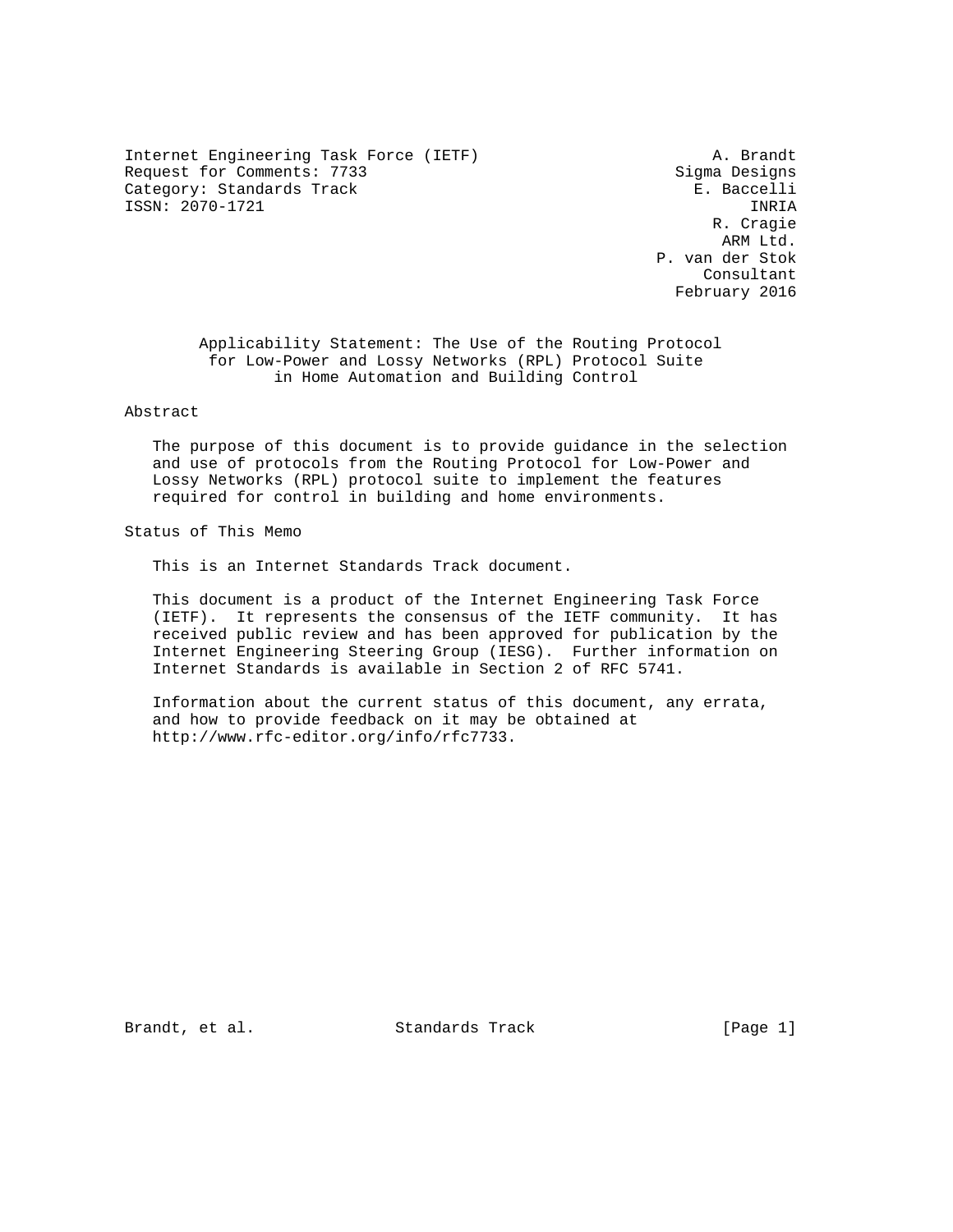Internet Engineering Task Force (IETF)  
Request for Comments: 7733  
Category: Standards Track  
ISSN: 2070-1721

A. Brandt  
Sigma Designs  
E. Baccelli  
INRIA  
R. Cragie  
ARM Ltd.  
P. van der Stok  
Consultant  
February 2016

# Applicability Statement: The Use of the Routing Protocol for Low-Power and Lossy Networks (RPL) Protocol Suite in Home Automation and Building Control

## Abstract

The purpose of this document is to provide guidance in the selection and use of protocols from the Routing Protocol for Low-Power and Lossy Networks (RPL) protocol suite to implement the features required for control in building and home environments.

## Status of This Memo

This is an Internet Standards Track document.

This document is a product of the Internet Engineering Task Force (IETF). It represents the consensus of the IETF community. It has received public review and has been approved for publication by the Internet Engineering Steering Group (IESG). Further information on Internet Standards is available in Section 2 of RFC 5741.

Information about the current status of this document, any errata, and how to provide feedback on it may be obtained at http://www.rfc-editor.org/info/rfc7733.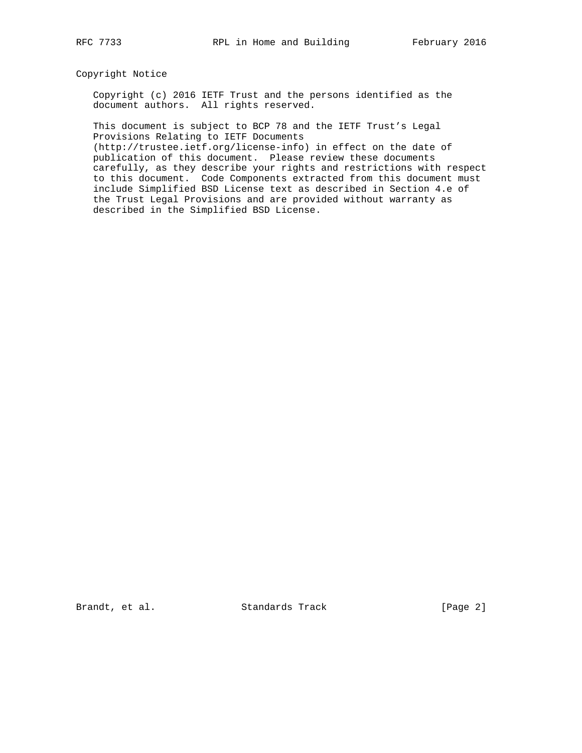## Copyright Notice

Copyright (c) 2016 IETF Trust and the persons identified as the document authors. All rights reserved.

This document is subject to BCP 78 and the IETF Trust's Legal Provisions Relating to IETF Documents (http://trustee.ietf.org/license-info) in effect on the date of publication of this document. Please review these documents carefully, as they describe your rights and restrictions with respect to this document. Code Components extracted from this document must include Simplified BSD License text as described in Section 4.e of the Trust Legal Provisions and are provided without warranty as described in the Simplified BSD License.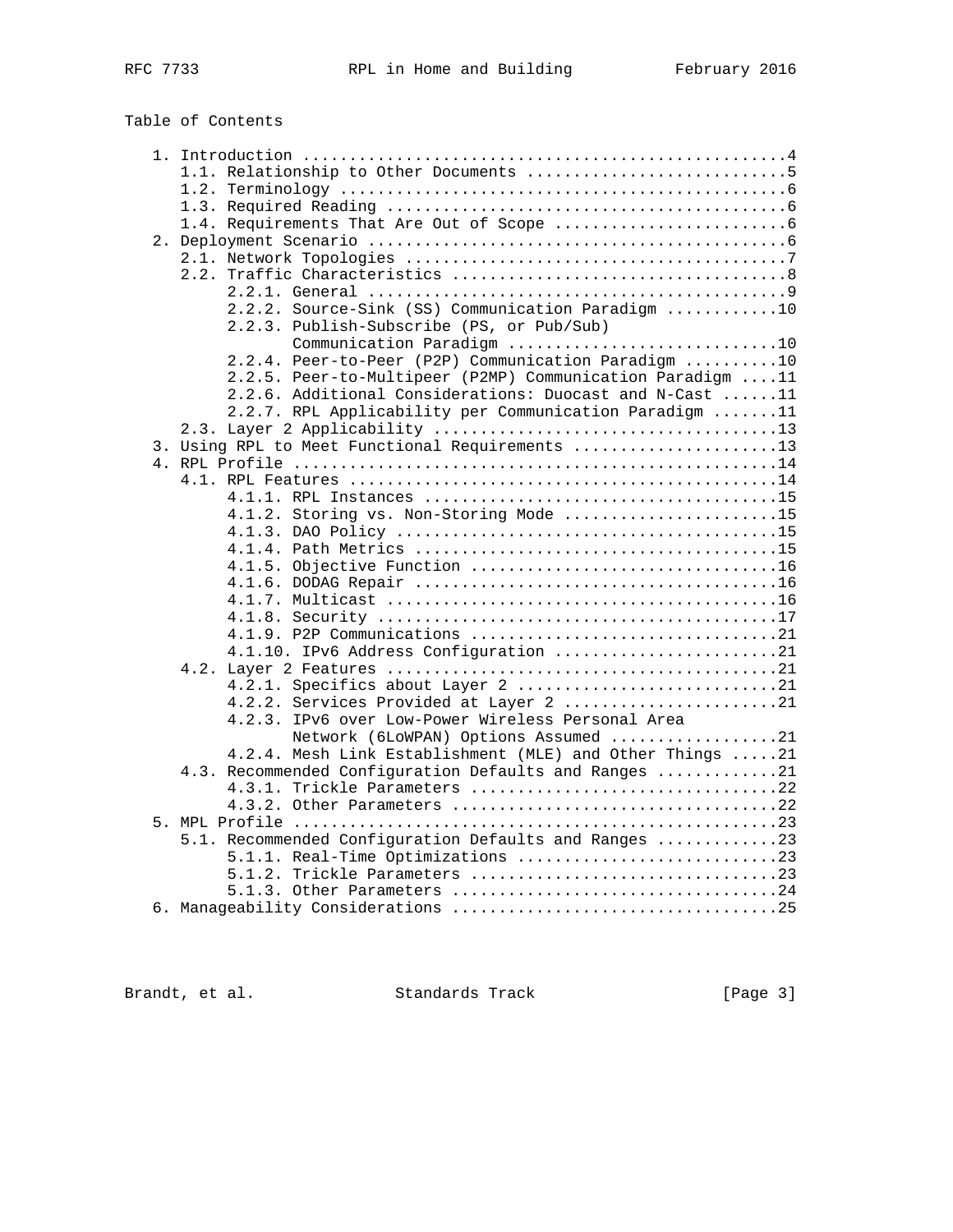Table of Contents

```
   1. Introduction ....................................................4
      1.1. Relationship to Other Documents ............................5
      1.2. Terminology ................................................6
      1.3. Required Reading ...........................................6
      1.4. Requirements That Are Out of Scope .........................6
   2. Deployment Scenario .............................................6
      2.1. Network Topologies .........................................7
      2.2. Traffic Characteristics ....................................8
           2.2.1. General .............................................9
           2.2.2. Source-Sink (SS) Communication Paradigm ............10
           2.2.3. Publish-Subscribe (PS, or Pub/Sub)
                  Communication Paradigm .............................10
           2.2.4. Peer-to-Peer (P2P) Communication Paradigm ..........10
           2.2.5. Peer-to-Multipeer (P2MP) Communication Paradigm ....11
           2.2.6. Additional Considerations: Duocast and N-Cast ......11
           2.2.7. RPL Applicability per Communication Paradigm .......11
      2.3. Layer 2 Applicability .....................................13
   3. Using RPL to Meet Functional Requirements ......................13
   4. RPL Profile ....................................................14
      4.1. RPL Features ..............................................14
           4.1.1. RPL Instances ......................................15
           4.1.2. Storing vs. Non-Storing Mode .......................15
           4.1.3. DAO Policy .........................................15
           4.1.4. Path Metrics .......................................15
           4.1.5. Objective Function .................................16
           4.1.6. DODAG Repair .......................................16
           4.1.7. Multicast ..........................................16
           4.1.8. Security ...........................................17
           4.1.9. P2P Communications .................................21
           4.1.10. IPv6 Address Configuration ........................21
      4.2. Layer 2 Features ..........................................21
           4.2.1. Specifics about Layer 2 ............................21
           4.2.2. Services Provided at Layer 2 .......................21
           4.2.3. IPv6 over Low-Power Wireless Personal Area
                  Network (6LoWPAN) Options Assumed ..................21
           4.2.4. Mesh Link Establishment (MLE) and Other Things .....21
      4.3. Recommended Configuration Defaults and Ranges .............21
           4.3.1. Trickle Parameters .................................22
           4.3.2. Other Parameters ...................................22
   5. MPL Profile ....................................................23
      5.1. Recommended Configuration Defaults and Ranges .............23
           5.1.1. Real-Time Optimizations ............................23
           5.1.2. Trickle Parameters .................................23
           5.1.3. Other Parameters ...................................24
   6. Manageability Considerations ...................................25
```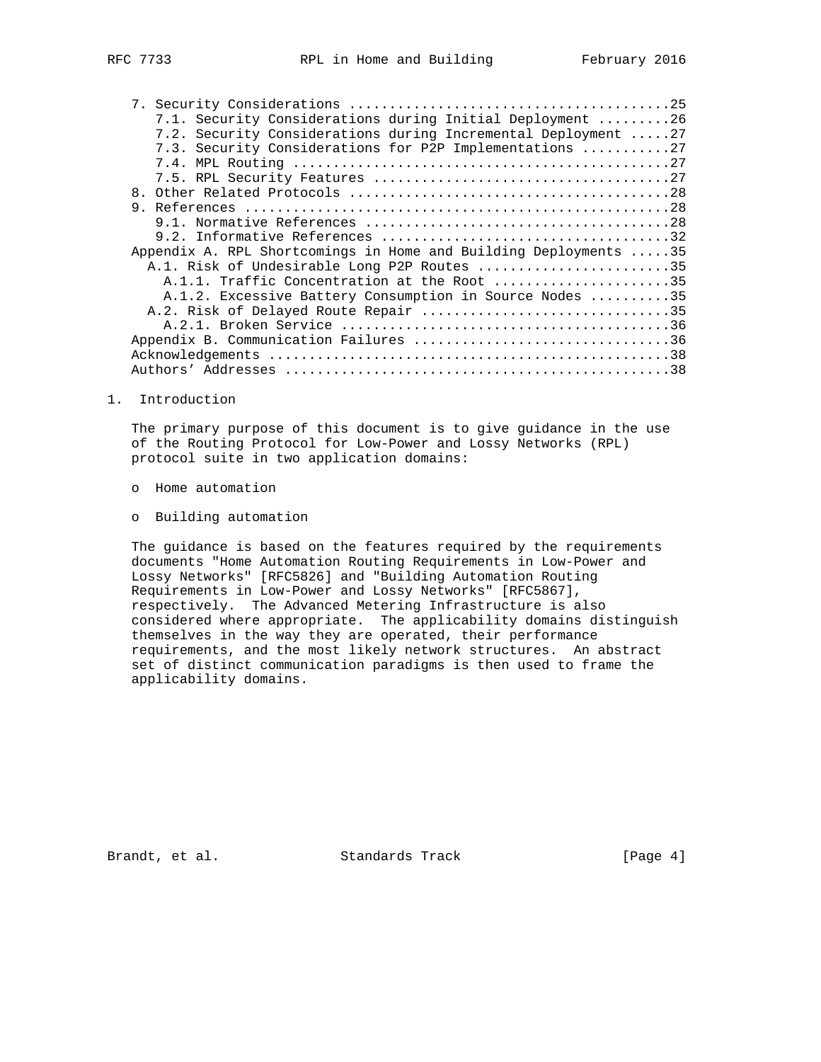7. Security Considerations .......................................25
   7.1. Security Considerations during Initial Deployment .........26
   7.2. Security Considerations during Incremental Deployment .....27
   7.3. Security Considerations for P2P Implementations ...........27
   7.4. MPL Routing ...............................................27
   7.5. RPL Security Features .....................................27
8. Other Related Protocols .......................................28
9. References ....................................................28
   9.1. Normative References ......................................28
   9.2. Informative References ....................................32
Appendix A. RPL Shortcomings in Home and Building Deployments .....35
  A.1. Risk of Undesirable Long P2P Routes ........................35
    A.1.1. Traffic Concentration at the Root ......................35
    A.1.2. Excessive Battery Consumption in Source Nodes ..........35
  A.2. Risk of Delayed Route Repair ...............................35
    A.2.1. Broken Service .........................................36
Appendix B. Communication Failures ................................36
Acknowledgements ..................................................38
Authors' Addresses ................................................38

# 1. Introduction

The primary purpose of this document is to give guidance in the use of the Routing Protocol for Low-Power and Lossy Networks (RPL) protocol suite in two application domains:

- Home automation

- Building automation

The guidance is based on the features required by the requirements documents "Home Automation Routing Requirements in Low-Power and Lossy Networks" [RFC5826] and "Building Automation Routing Requirements in Low-Power and Lossy Networks" [RFC5867], respectively. The Advanced Metering Infrastructure is also considered where appropriate. The applicability domains distinguish themselves in the way they are operated, their performance requirements, and the most likely network structures. An abstract set of distinct communication paradigms is then used to frame the applicability domains.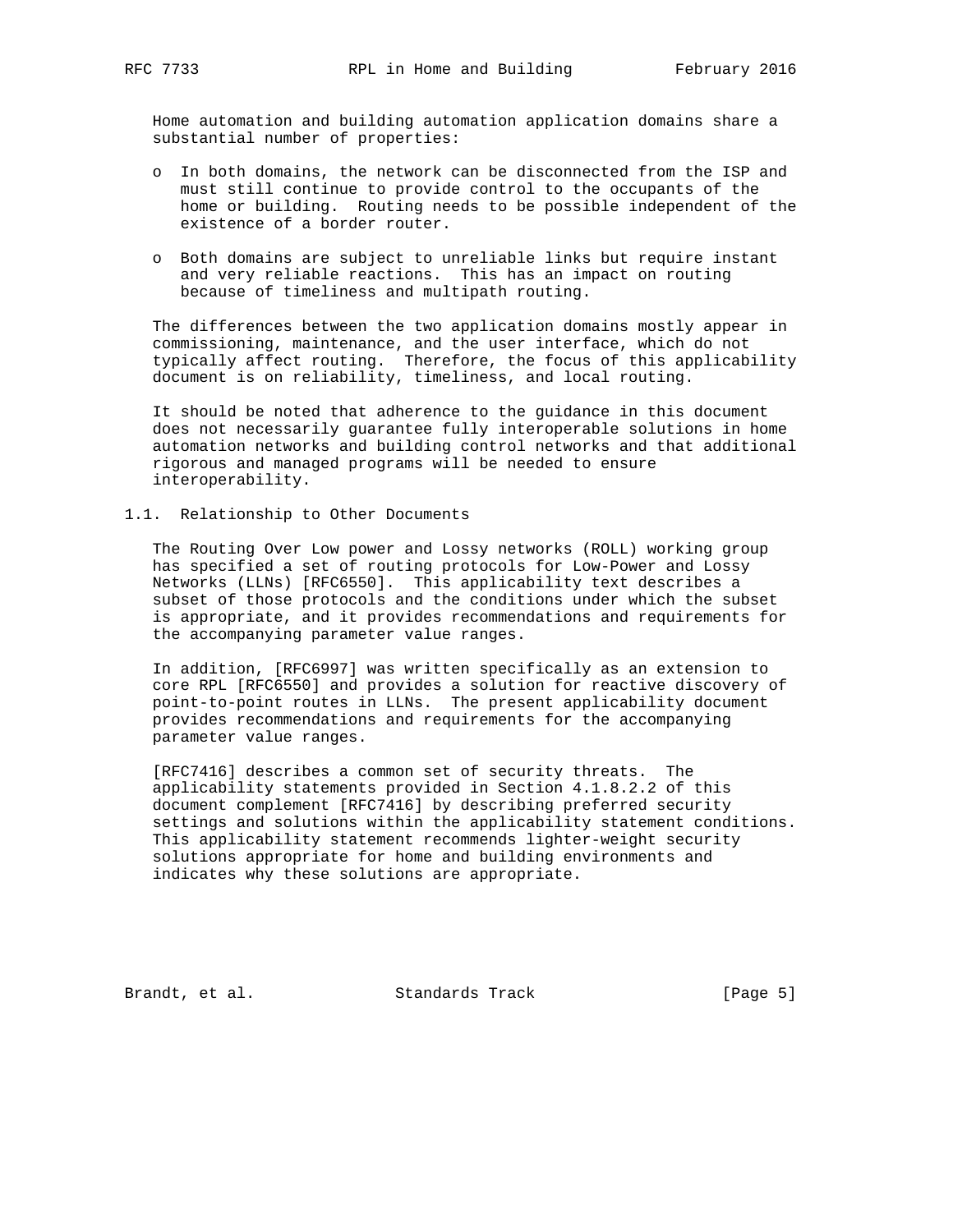Home automation and building automation application domains share a substantial number of properties:

- In both domains, the network can be disconnected from the ISP and must still continue to provide control to the occupants of the home or building. Routing needs to be possible independent of the existence of a border router.
- Both domains are subject to unreliable links but require instant and very reliable reactions. This has an impact on routing because of timeliness and multipath routing.

The differences between the two application domains mostly appear in commissioning, maintenance, and the user interface, which do not typically affect routing. Therefore, the focus of this applicability document is on reliability, timeliness, and local routing.

It should be noted that adherence to the guidance in this document does not necessarily guarantee fully interoperable solutions in home automation networks and building control networks and that additional rigorous and managed programs will be needed to ensure interoperability.

### 1.1. Relationship to Other Documents

The Routing Over Low power and Lossy networks (ROLL) working group has specified a set of routing protocols for Low-Power and Lossy Networks (LLNs) [RFC6550]. This applicability text describes a subset of those protocols and the conditions under which the subset is appropriate, and it provides recommendations and requirements for the accompanying parameter value ranges.

In addition, [RFC6997] was written specifically as an extension to core RPL [RFC6550] and provides a solution for reactive discovery of point-to-point routes in LLNs. The present applicability document provides recommendations and requirements for the accompanying parameter value ranges.

[RFC7416] describes a common set of security threats. The applicability statements provided in Section 4.1.8.2.2 of this document complement [RFC7416] by describing preferred security settings and solutions within the applicability statement conditions. This applicability statement recommends lighter-weight security solutions appropriate for home and building environments and indicates why these solutions are appropriate.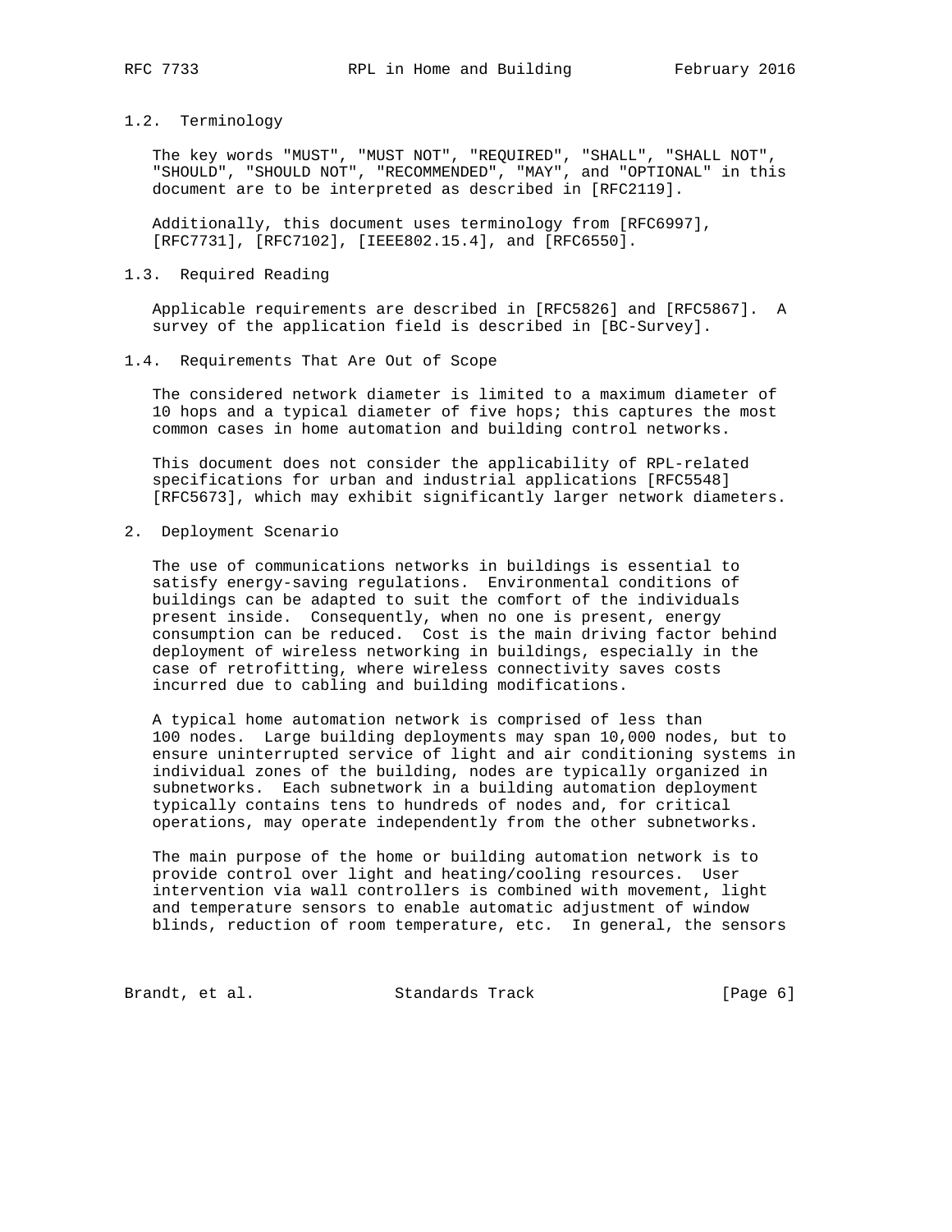### 1.2. Terminology

The key words "MUST", "MUST NOT", "REQUIRED", "SHALL", "SHALL NOT", "SHOULD", "SHOULD NOT", "RECOMMENDED", "MAY", and "OPTIONAL" in this document are to be interpreted as described in [RFC2119].

Additionally, this document uses terminology from [RFC6997], [RFC7731], [RFC7102], [IEEE802.15.4], and [RFC6550].

### 1.3. Required Reading

Applicable requirements are described in [RFC5826] and [RFC5867]. A survey of the application field is described in [BC-Survey].

### 1.4. Requirements That Are Out of Scope

The considered network diameter is limited to a maximum diameter of 10 hops and a typical diameter of five hops; this captures the most common cases in home automation and building control networks.

This document does not consider the applicability of RPL-related specifications for urban and industrial applications [RFC5548] [RFC5673], which may exhibit significantly larger network diameters.

## 2. Deployment Scenario

The use of communications networks in buildings is essential to satisfy energy-saving regulations. Environmental conditions of buildings can be adapted to suit the comfort of the individuals present inside. Consequently, when no one is present, energy consumption can be reduced. Cost is the main driving factor behind deployment of wireless networking in buildings, especially in the case of retrofitting, where wireless connectivity saves costs incurred due to cabling and building modifications.

A typical home automation network is comprised of less than 100 nodes. Large building deployments may span 10,000 nodes, but to ensure uninterrupted service of light and air conditioning systems in individual zones of the building, nodes are typically organized in subnetworks. Each subnetwork in a building automation deployment typically contains tens to hundreds of nodes and, for critical operations, may operate independently from the other subnetworks.

The main purpose of the home or building automation network is to provide control over light and heating/cooling resources. User intervention via wall controllers is combined with movement, light and temperature sensors to enable automatic adjustment of window blinds, reduction of room temperature, etc. In general, the sensors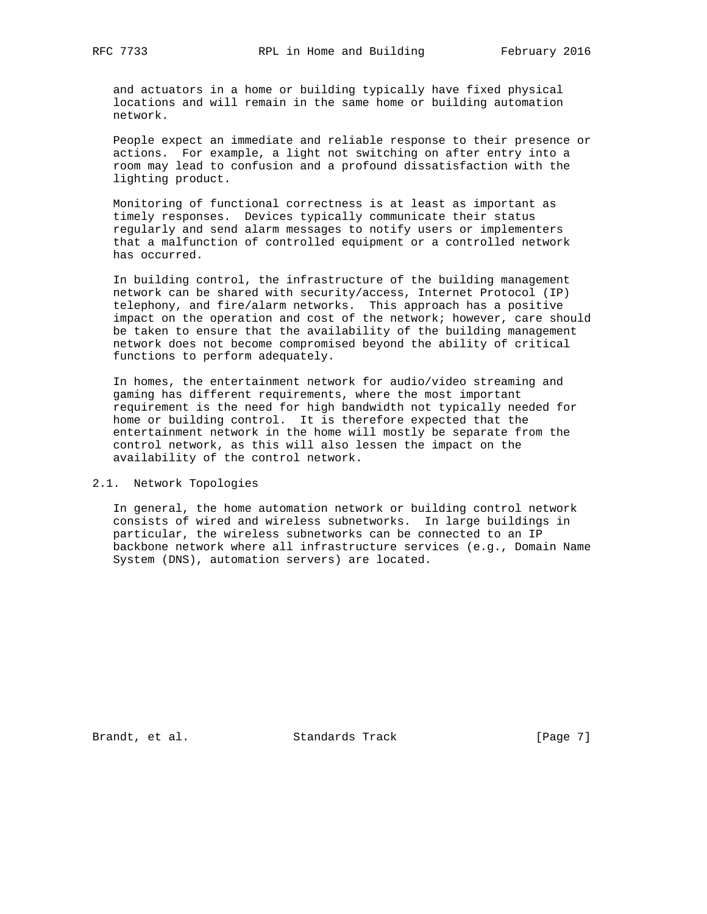and actuators in a home or building typically have fixed physical locations and will remain in the same home or building automation network.

People expect an immediate and reliable response to their presence or actions. For example, a light not switching on after entry into a room may lead to confusion and a profound dissatisfaction with the lighting product.

Monitoring of functional correctness is at least as important as timely responses. Devices typically communicate their status regularly and send alarm messages to notify users or implementers that a malfunction of controlled equipment or a controlled network has occurred.

In building control, the infrastructure of the building management network can be shared with security/access, Internet Protocol (IP) telephony, and fire/alarm networks. This approach has a positive impact on the operation and cost of the network; however, care should be taken to ensure that the availability of the building management network does not become compromised beyond the ability of critical functions to perform adequately.

In homes, the entertainment network for audio/video streaming and gaming has different requirements, where the most important requirement is the need for high bandwidth not typically needed for home or building control. It is therefore expected that the entertainment network in the home will mostly be separate from the control network, as this will also lessen the impact on the availability of the control network.

### 2.1. Network Topologies

In general, the home automation network or building control network consists of wired and wireless subnetworks. In large buildings in particular, the wireless subnetworks can be connected to an IP backbone network where all infrastructure services (e.g., Domain Name System (DNS), automation servers) are located.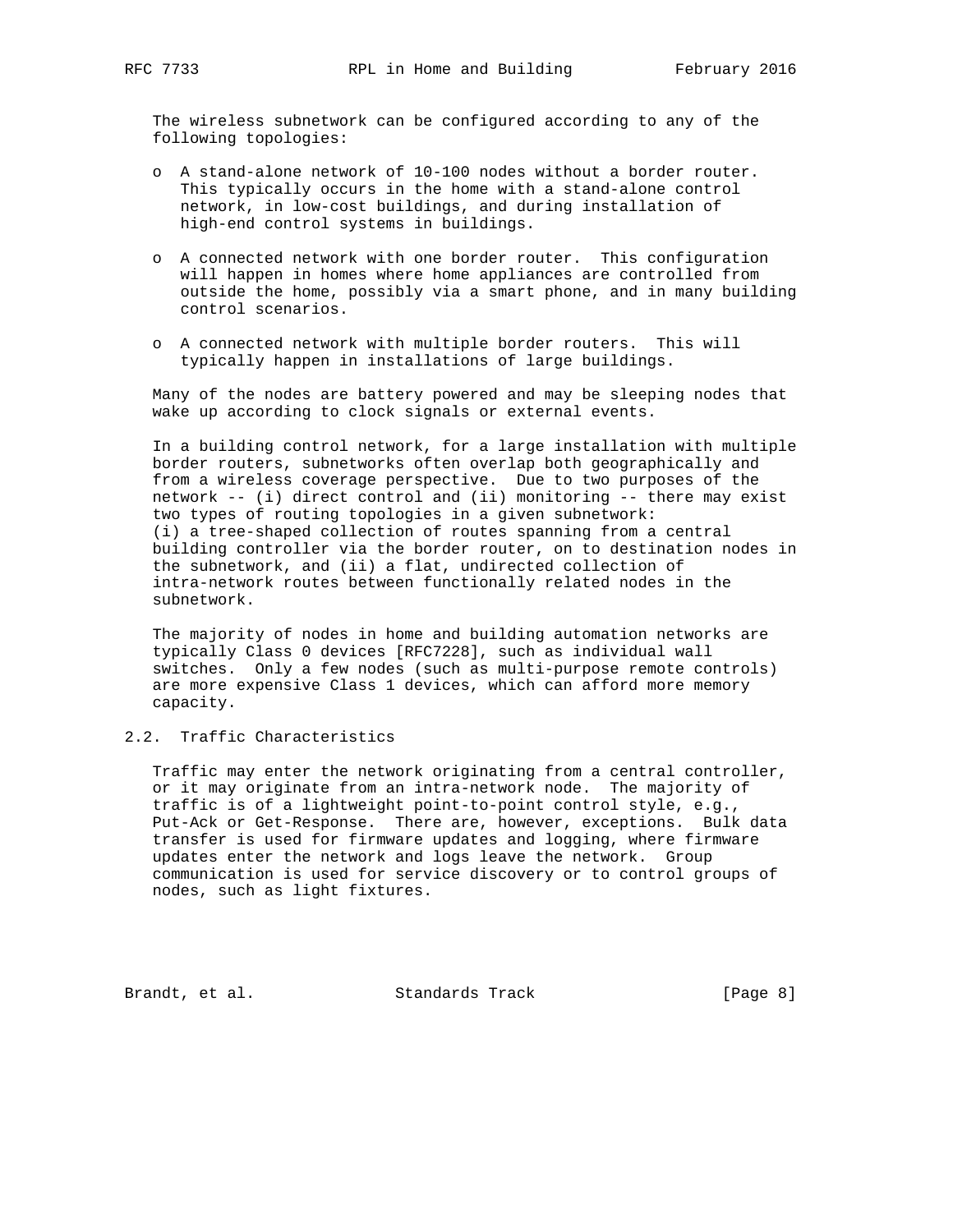The wireless subnetwork can be configured according to any of the following topologies:

- A stand-alone network of 10-100 nodes without a border router. This typically occurs in the home with a stand-alone control network, in low-cost buildings, and during installation of high-end control systems in buildings.

- A connected network with one border router. This configuration will happen in homes where home appliances are controlled from outside the home, possibly via a smart phone, and in many building control scenarios.

- A connected network with multiple border routers. This will typically happen in installations of large buildings.

Many of the nodes are battery powered and may be sleeping nodes that wake up according to clock signals or external events.

In a building control network, for a large installation with multiple border routers, subnetworks often overlap both geographically and from a wireless coverage perspective. Due to two purposes of the network -- (i) direct control and (ii) monitoring -- there may exist two types of routing topologies in a given subnetwork: (i) a tree-shaped collection of routes spanning from a central building controller via the border router, on to destination nodes in the subnetwork, and (ii) a flat, undirected collection of intra-network routes between functionally related nodes in the subnetwork.

The majority of nodes in home and building automation networks are typically Class 0 devices [RFC7228], such as individual wall switches. Only a few nodes (such as multi-purpose remote controls) are more expensive Class 1 devices, which can afford more memory capacity.

## 2.2. Traffic Characteristics

Traffic may enter the network originating from a central controller, or it may originate from an intra-network node. The majority of traffic is of a lightweight point-to-point control style, e.g., Put-Ack or Get-Response. There are, however, exceptions. Bulk data transfer is used for firmware updates and logging, where firmware updates enter the network and logs leave the network. Group communication is used for service discovery or to control groups of nodes, such as light fixtures.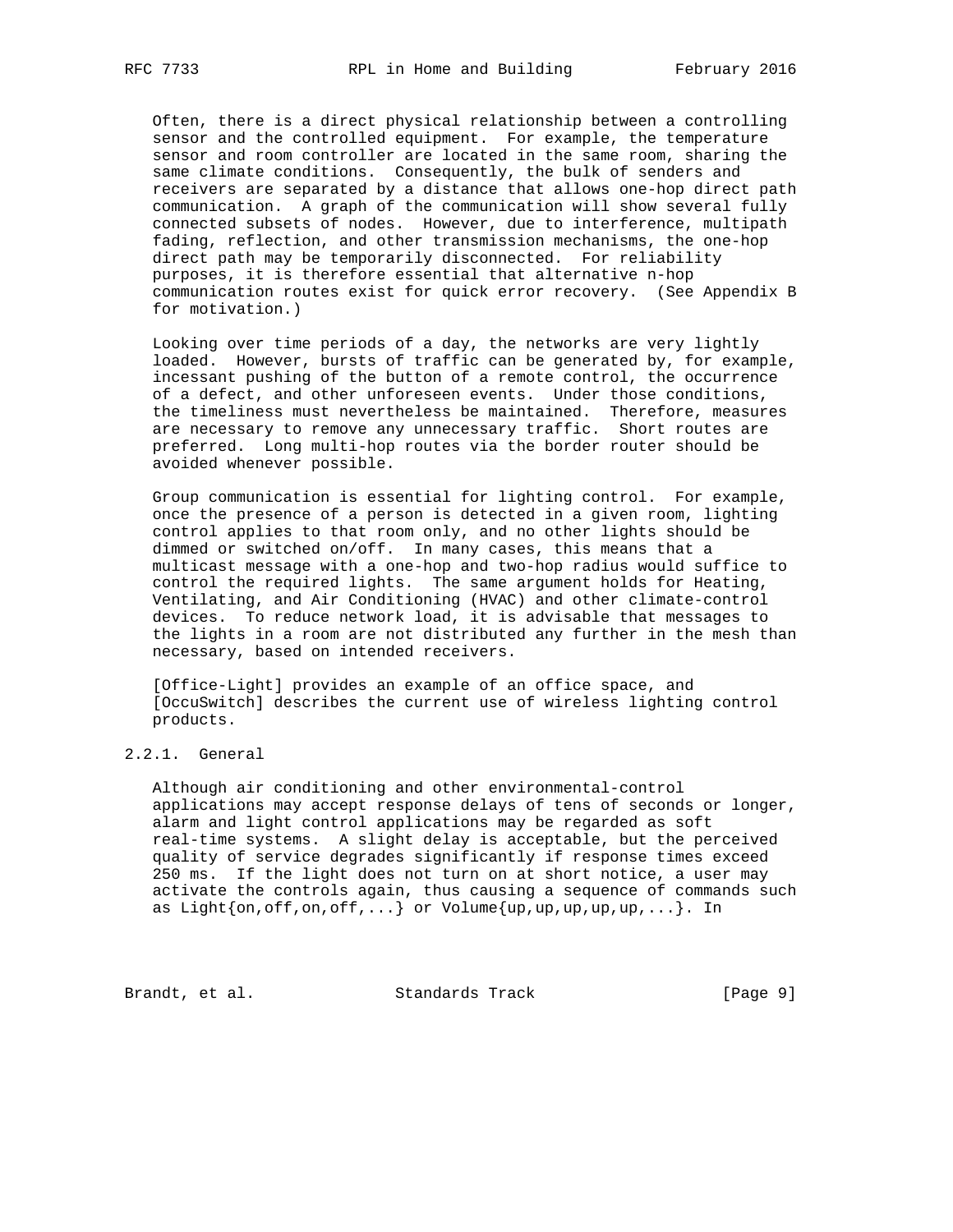Often, there is a direct physical relationship between a controlling sensor and the controlled equipment. For example, the temperature sensor and room controller are located in the same room, sharing the same climate conditions. Consequently, the bulk of senders and receivers are separated by a distance that allows one-hop direct path communication. A graph of the communication will show several fully connected subsets of nodes. However, due to interference, multipath fading, reflection, and other transmission mechanisms, the one-hop direct path may be temporarily disconnected. For reliability purposes, it is therefore essential that alternative n-hop communication routes exist for quick error recovery. (See Appendix B for motivation.)

Looking over time periods of a day, the networks are very lightly loaded. However, bursts of traffic can be generated by, for example, incessant pushing of the button of a remote control, the occurrence of a defect, and other unforeseen events. Under those conditions, the timeliness must nevertheless be maintained. Therefore, measures are necessary to remove any unnecessary traffic. Short routes are preferred. Long multi-hop routes via the border router should be avoided whenever possible.

Group communication is essential for lighting control. For example, once the presence of a person is detected in a given room, lighting control applies to that room only, and no other lights should be dimmed or switched on/off. In many cases, this means that a multicast message with a one-hop and two-hop radius would suffice to control the required lights. The same argument holds for Heating, Ventilating, and Air Conditioning (HVAC) and other climate-control devices. To reduce network load, it is advisable that messages to the lights in a room are not distributed any further in the mesh than necessary, based on intended receivers.

[Office-Light] provides an example of an office space, and [OccuSwitch] describes the current use of wireless lighting control products.

### 2.2.1. General

Although air conditioning and other environmental-control applications may accept response delays of tens of seconds or longer, alarm and light control applications may be regarded as soft real-time systems. A slight delay is acceptable, but the perceived quality of service degrades significantly if response times exceed 250 ms. If the light does not turn on at short notice, a user may activate the controls again, thus causing a sequence of commands such as Light{on,off,on,off,...} or Volume{up,up,up,up,up,...}. In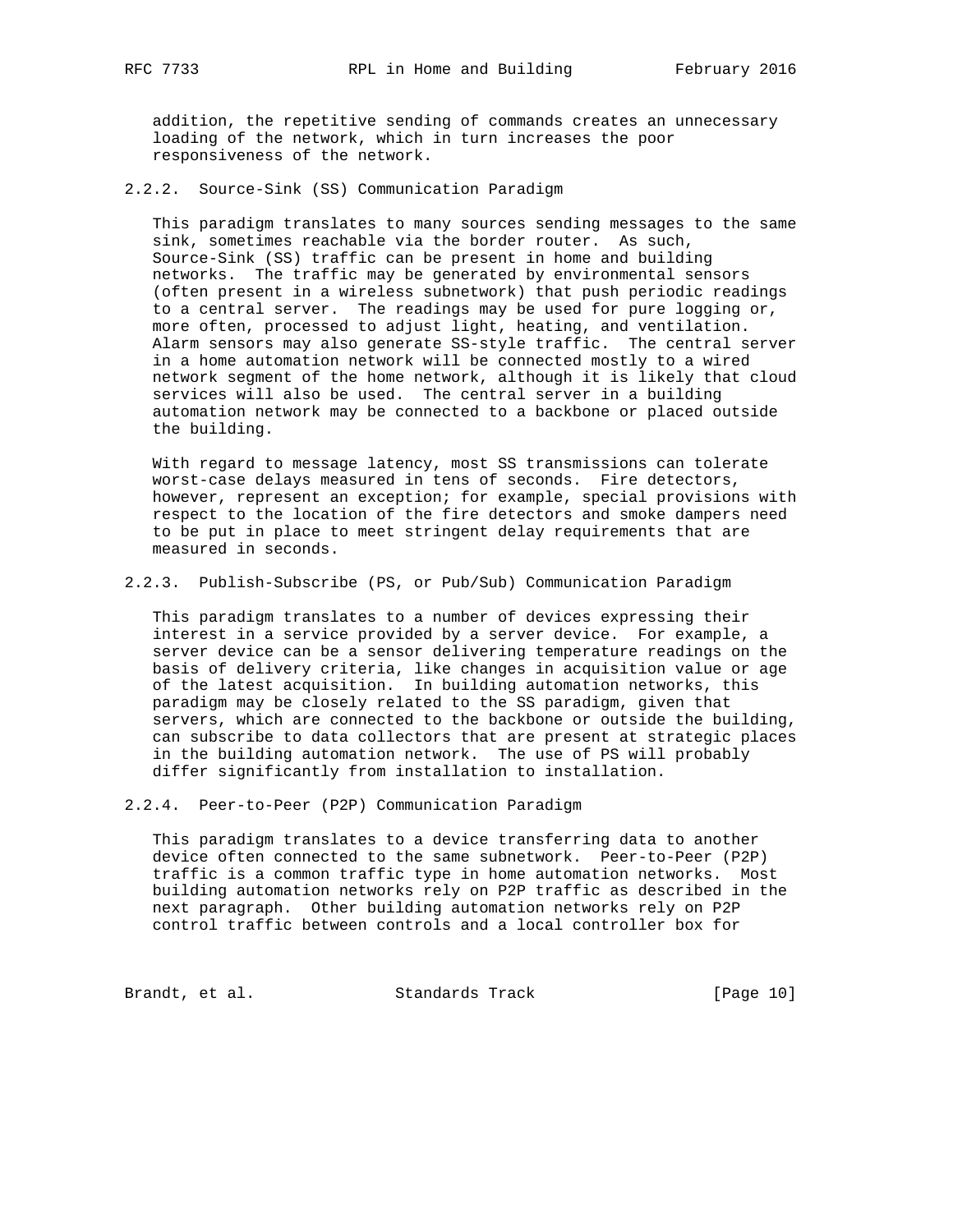addition, the repetitive sending of commands creates an unnecessary loading of the network, which in turn increases the poor responsiveness of the network.

#### 2.2.2. Source-Sink (SS) Communication Paradigm

This paradigm translates to many sources sending messages to the same sink, sometimes reachable via the border router. As such, Source-Sink (SS) traffic can be present in home and building networks. The traffic may be generated by environmental sensors (often present in a wireless subnetwork) that push periodic readings to a central server. The readings may be used for pure logging or, more often, processed to adjust light, heating, and ventilation. Alarm sensors may also generate SS-style traffic. The central server in a home automation network will be connected mostly to a wired network segment of the home network, although it is likely that cloud services will also be used. The central server in a building automation network may be connected to a backbone or placed outside the building.

With regard to message latency, most SS transmissions can tolerate worst-case delays measured in tens of seconds. Fire detectors, however, represent an exception; for example, special provisions with respect to the location of the fire detectors and smoke dampers need to be put in place to meet stringent delay requirements that are measured in seconds.

#### 2.2.3. Publish-Subscribe (PS, or Pub/Sub) Communication Paradigm

This paradigm translates to a number of devices expressing their interest in a service provided by a server device. For example, a server device can be a sensor delivering temperature readings on the basis of delivery criteria, like changes in acquisition value or age of the latest acquisition. In building automation networks, this paradigm may be closely related to the SS paradigm, given that servers, which are connected to the backbone or outside the building, can subscribe to data collectors that are present at strategic places in the building automation network. The use of PS will probably differ significantly from installation to installation.

#### 2.2.4. Peer-to-Peer (P2P) Communication Paradigm

This paradigm translates to a device transferring data to another device often connected to the same subnetwork. Peer-to-Peer (P2P) traffic is a common traffic type in home automation networks. Most building automation networks rely on P2P traffic as described in the next paragraph. Other building automation networks rely on P2P control traffic between controls and a local controller box for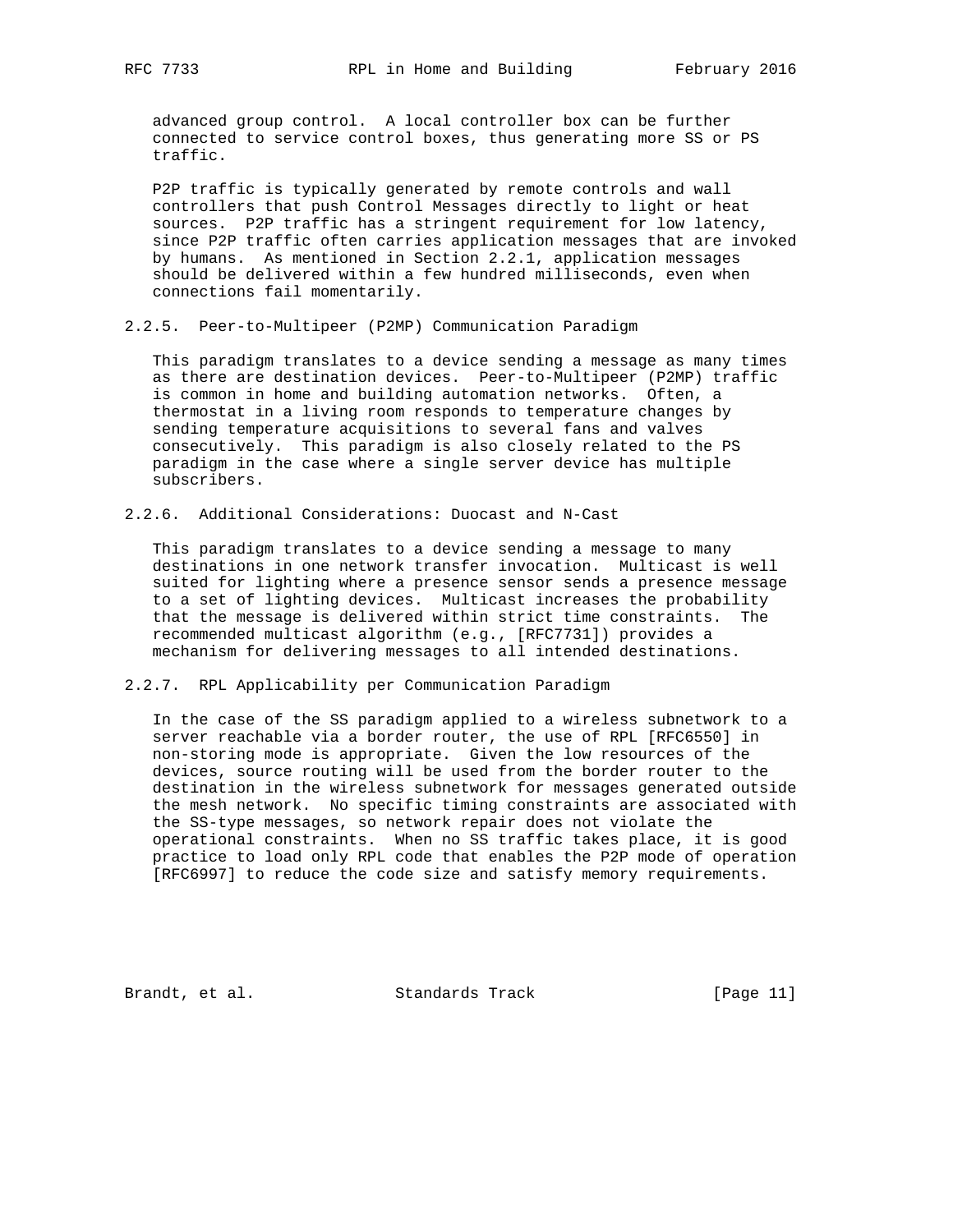advanced group control. A local controller box can be further connected to service control boxes, thus generating more SS or PS traffic.

P2P traffic is typically generated by remote controls and wall controllers that push Control Messages directly to light or heat sources. P2P traffic has a stringent requirement for low latency, since P2P traffic often carries application messages that are invoked by humans. As mentioned in Section 2.2.1, application messages should be delivered within a few hundred milliseconds, even when connections fail momentarily.

### 2.2.5. Peer-to-Multipeer (P2MP) Communication Paradigm

This paradigm translates to a device sending a message as many times as there are destination devices. Peer-to-Multipeer (P2MP) traffic is common in home and building automation networks. Often, a thermostat in a living room responds to temperature changes by sending temperature acquisitions to several fans and valves consecutively. This paradigm is also closely related to the PS paradigm in the case where a single server device has multiple subscribers.

### 2.2.6. Additional Considerations: Duocast and N-Cast

This paradigm translates to a device sending a message to many destinations in one network transfer invocation. Multicast is well suited for lighting where a presence sensor sends a presence message to a set of lighting devices. Multicast increases the probability that the message is delivered within strict time constraints. The recommended multicast algorithm (e.g., [RFC7731]) provides a mechanism for delivering messages to all intended destinations.

### 2.2.7. RPL Applicability per Communication Paradigm

In the case of the SS paradigm applied to a wireless subnetwork to a server reachable via a border router, the use of RPL [RFC6550] in non-storing mode is appropriate. Given the low resources of the devices, source routing will be used from the border router to the destination in the wireless subnetwork for messages generated outside the mesh network. No specific timing constraints are associated with the SS-type messages, so network repair does not violate the operational constraints. When no SS traffic takes place, it is good practice to load only RPL code that enables the P2P mode of operation [RFC6997] to reduce the code size and satisfy memory requirements.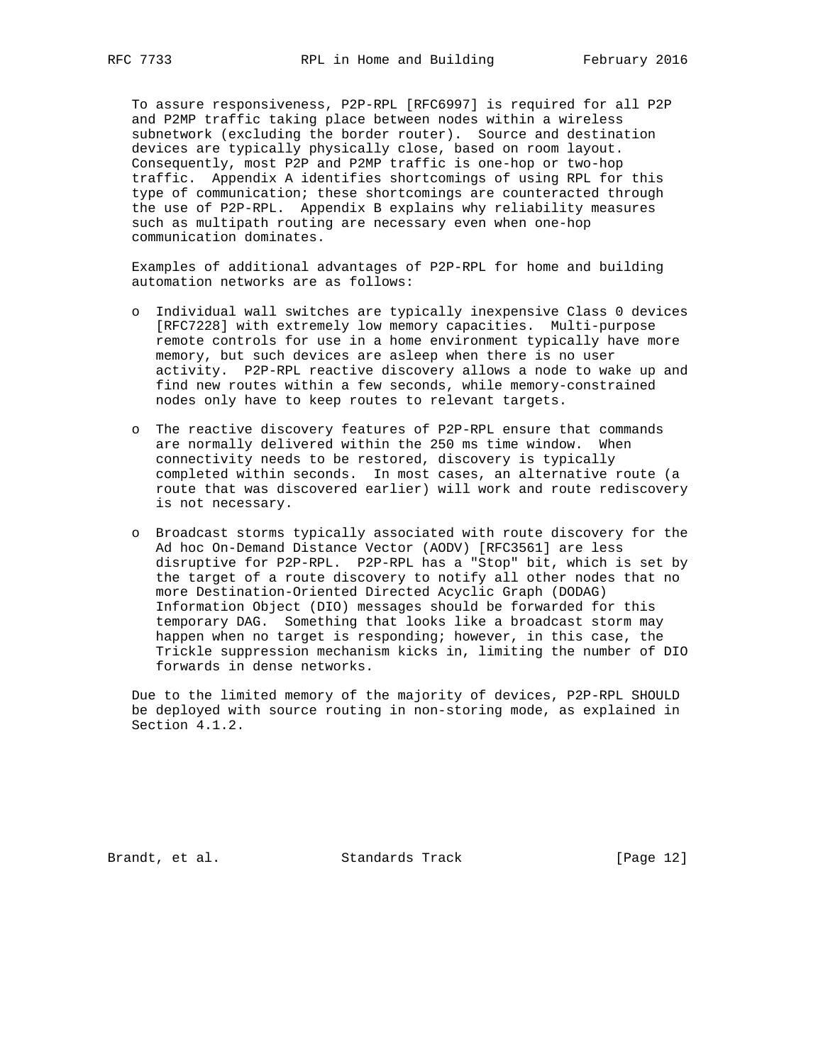To assure responsiveness, P2P-RPL [RFC6997] is required for all P2P and P2MP traffic taking place between nodes within a wireless subnetwork (excluding the border router). Source and destination devices are typically physically close, based on room layout. Consequently, most P2P and P2MP traffic is one-hop or two-hop traffic. Appendix A identifies shortcomings of using RPL for this type of communication; these shortcomings are counteracted through the use of P2P-RPL. Appendix B explains why reliability measures such as multipath routing are necessary even when one-hop communication dominates.

Examples of additional advantages of P2P-RPL for home and building automation networks are as follows:

- Individual wall switches are typically inexpensive Class 0 devices [RFC7228] with extremely low memory capacities. Multi-purpose remote controls for use in a home environment typically have more memory, but such devices are asleep when there is no user activity. P2P-RPL reactive discovery allows a node to wake up and find new routes within a few seconds, while memory-constrained nodes only have to keep routes to relevant targets.

- The reactive discovery features of P2P-RPL ensure that commands are normally delivered within the 250 ms time window. When connectivity needs to be restored, discovery is typically completed within seconds. In most cases, an alternative route (a route that was discovered earlier) will work and route rediscovery is not necessary.

- Broadcast storms typically associated with route discovery for the Ad hoc On-Demand Distance Vector (AODV) [RFC3561] are less disruptive for P2P-RPL. P2P-RPL has a "Stop" bit, which is set by the target of a route discovery to notify all other nodes that no more Destination-Oriented Directed Acyclic Graph (DODAG) Information Object (DIO) messages should be forwarded for this temporary DAG. Something that looks like a broadcast storm may happen when no target is responding; however, in this case, the Trickle suppression mechanism kicks in, limiting the number of DIO forwards in dense networks.

Due to the limited memory of the majority of devices, P2P-RPL SHOULD be deployed with source routing in non-storing mode, as explained in Section 4.1.2.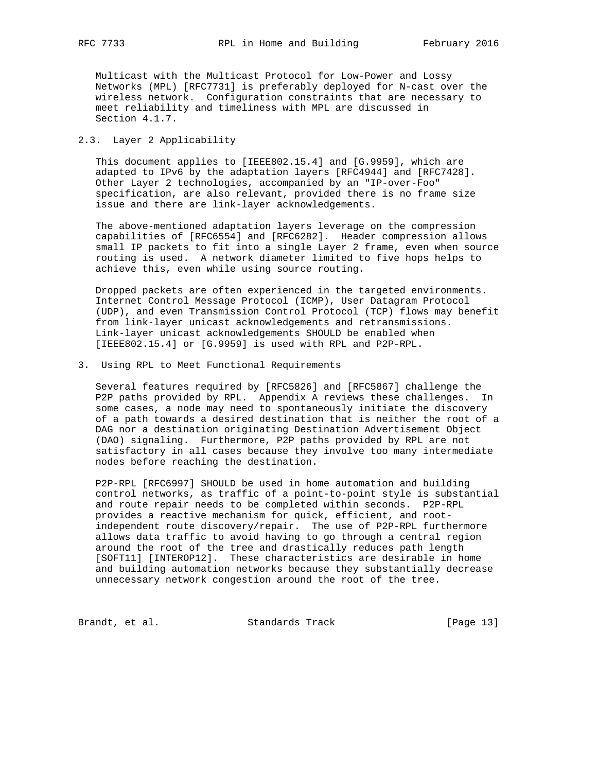Multicast with the Multicast Protocol for Low-Power and Lossy Networks (MPL) [RFC7731] is preferably deployed for N-cast over the wireless network. Configuration constraints that are necessary to meet reliability and timeliness with MPL are discussed in Section 4.1.7.

## 2.3. Layer 2 Applicability

This document applies to [IEEE802.15.4] and [G.9959], which are adapted to IPv6 by the adaptation layers [RFC4944] and [RFC7428]. Other Layer 2 technologies, accompanied by an "IP-over-Foo" specification, are also relevant, provided there is no frame size issue and there are link-layer acknowledgements.

The above-mentioned adaptation layers leverage on the compression capabilities of [RFC6554] and [RFC6282]. Header compression allows small IP packets to fit into a single Layer 2 frame, even when source routing is used. A network diameter limited to five hops helps to achieve this, even while using source routing.

Dropped packets are often experienced in the targeted environments. Internet Control Message Protocol (ICMP), User Datagram Protocol (UDP), and even Transmission Control Protocol (TCP) flows may benefit from link-layer unicast acknowledgements and retransmissions. Link-layer unicast acknowledgements SHOULD be enabled when [IEEE802.15.4] or [G.9959] is used with RPL and P2P-RPL.

# 3. Using RPL to Meet Functional Requirements

Several features required by [RFC5826] and [RFC5867] challenge the P2P paths provided by RPL. Appendix A reviews these challenges. In some cases, a node may need to spontaneously initiate the discovery of a path towards a desired destination that is neither the root of a DAG nor a destination originating Destination Advertisement Object (DAO) signaling. Furthermore, P2P paths provided by RPL are not satisfactory in all cases because they involve too many intermediate nodes before reaching the destination.

P2P-RPL [RFC6997] SHOULD be used in home automation and building control networks, as traffic of a point-to-point style is substantial and route repair needs to be completed within seconds. P2P-RPL provides a reactive mechanism for quick, efficient, and root-independent route discovery/repair. The use of P2P-RPL furthermore allows data traffic to avoid having to go through a central region around the root of the tree and drastically reduces path length [SOFT11] [INTEROP12]. These characteristics are desirable in home and building automation networks because they substantially decrease unnecessary network congestion around the root of the tree.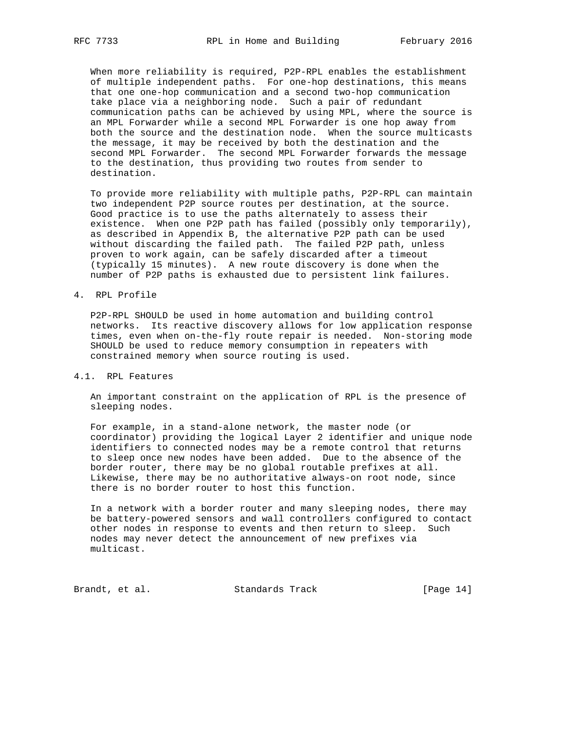When more reliability is required, P2P-RPL enables the establishment of multiple independent paths. For one-hop destinations, this means that one one-hop communication and a second two-hop communication take place via a neighboring node. Such a pair of redundant communication paths can be achieved by using MPL, where the source is an MPL Forwarder while a second MPL Forwarder is one hop away from both the source and the destination node. When the source multicasts the message, it may be received by both the destination and the second MPL Forwarder. The second MPL Forwarder forwards the message to the destination, thus providing two routes from sender to destination.

To provide more reliability with multiple paths, P2P-RPL can maintain two independent P2P source routes per destination, at the source. Good practice is to use the paths alternately to assess their existence. When one P2P path has failed (possibly only temporarily), as described in Appendix B, the alternative P2P path can be used without discarding the failed path. The failed P2P path, unless proven to work again, can be safely discarded after a timeout (typically 15 minutes). A new route discovery is done when the number of P2P paths is exhausted due to persistent link failures.

## 4. RPL Profile

P2P-RPL SHOULD be used in home automation and building control networks. Its reactive discovery allows for low application response times, even when on-the-fly route repair is needed. Non-storing mode SHOULD be used to reduce memory consumption in repeaters with constrained memory when source routing is used.

### 4.1. RPL Features

An important constraint on the application of RPL is the presence of sleeping nodes.

For example, in a stand-alone network, the master node (or coordinator) providing the logical Layer 2 identifier and unique node identifiers to connected nodes may be a remote control that returns to sleep once new nodes have been added. Due to the absence of the border router, there may be no global routable prefixes at all. Likewise, there may be no authoritative always-on root node, since there is no border router to host this function.

In a network with a border router and many sleeping nodes, there may be battery-powered sensors and wall controllers configured to contact other nodes in response to events and then return to sleep. Such nodes may never detect the announcement of new prefixes via multicast.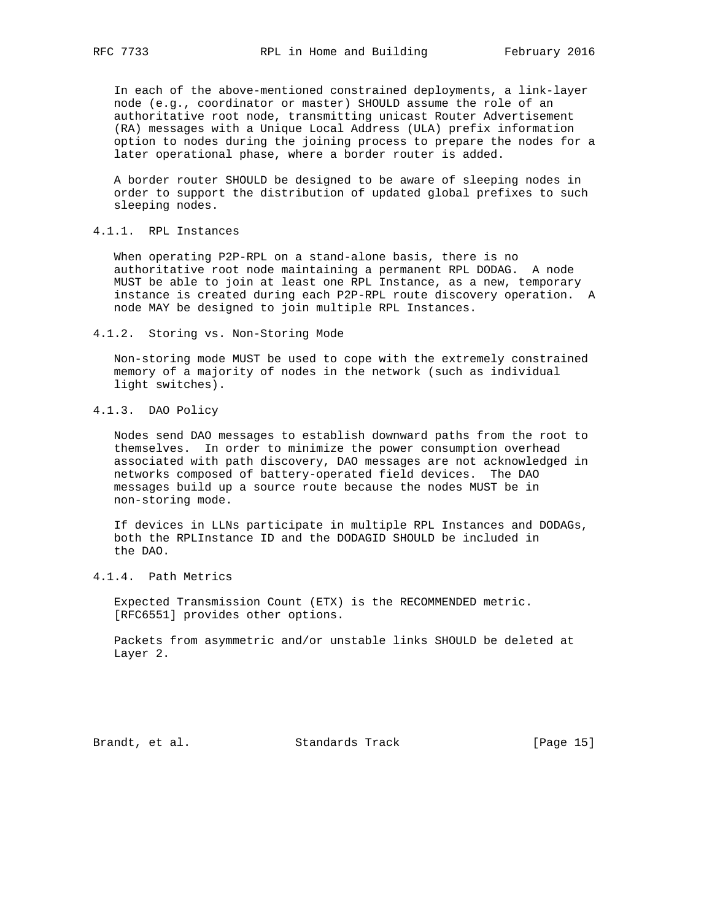In each of the above-mentioned constrained deployments, a link-layer node (e.g., coordinator or master) SHOULD assume the role of an authoritative root node, transmitting unicast Router Advertisement (RA) messages with a Unique Local Address (ULA) prefix information option to nodes during the joining process to prepare the nodes for a later operational phase, where a border router is added.

A border router SHOULD be designed to be aware of sleeping nodes in order to support the distribution of updated global prefixes to such sleeping nodes.

#### 4.1.1. RPL Instances

When operating P2P-RPL on a stand-alone basis, there is no authoritative root node maintaining a permanent RPL DODAG. A node MUST be able to join at least one RPL Instance, as a new, temporary instance is created during each P2P-RPL route discovery operation. A node MAY be designed to join multiple RPL Instances.

#### 4.1.2. Storing vs. Non-Storing Mode

Non-storing mode MUST be used to cope with the extremely constrained memory of a majority of nodes in the network (such as individual light switches).

#### 4.1.3. DAO Policy

Nodes send DAO messages to establish downward paths from the root to themselves. In order to minimize the power consumption overhead associated with path discovery, DAO messages are not acknowledged in networks composed of battery-operated field devices. The DAO messages build up a source route because the nodes MUST be in non-storing mode.

If devices in LLNs participate in multiple RPL Instances and DODAGs, both the RPLInstance ID and the DODAGID SHOULD be included in the DAO.

#### 4.1.4. Path Metrics

Expected Transmission Count (ETX) is the RECOMMENDED metric. [RFC6551] provides other options.

Packets from asymmetric and/or unstable links SHOULD be deleted at Layer 2.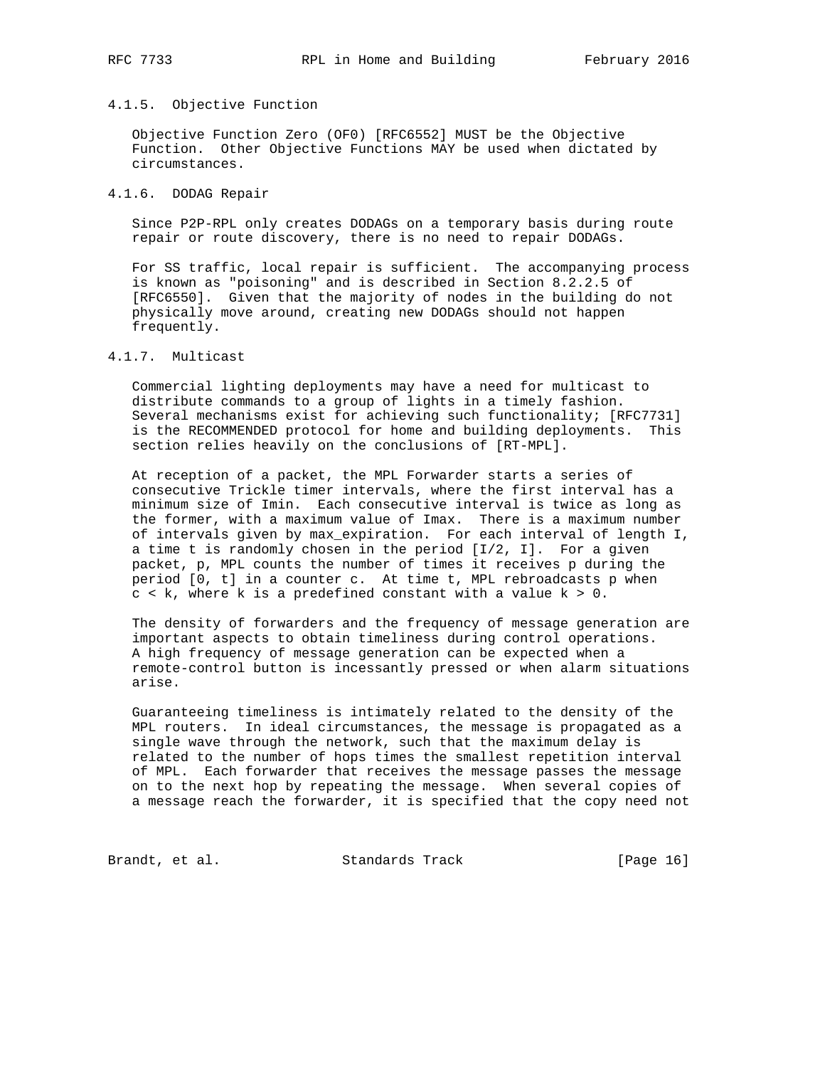#### 4.1.5. Objective Function

Objective Function Zero (OF0) [RFC6552] MUST be the Objective Function. Other Objective Functions MAY be used when dictated by circumstances.

#### 4.1.6. DODAG Repair

Since P2P-RPL only creates DODAGs on a temporary basis during route repair or route discovery, there is no need to repair DODAGs.

For SS traffic, local repair is sufficient. The accompanying process is known as "poisoning" and is described in Section 8.2.2.5 of [RFC6550]. Given that the majority of nodes in the building do not physically move around, creating new DODAGs should not happen frequently.

#### 4.1.7. Multicast

Commercial lighting deployments may have a need for multicast to distribute commands to a group of lights in a timely fashion. Several mechanisms exist for achieving such functionality; [RFC7731] is the RECOMMENDED protocol for home and building deployments. This section relies heavily on the conclusions of [RT-MPL].

At reception of a packet, the MPL Forwarder starts a series of consecutive Trickle timer intervals, where the first interval has a minimum size of Imin. Each consecutive interval is twice as long as the former, with a maximum value of Imax. There is a maximum number of intervals given by max_expiration. For each interval of length I, a time t is randomly chosen in the period [I/2, I]. For a given packet, p, MPL counts the number of times it receives p during the period [0, t] in a counter c. At time t, MPL rebroadcasts p when $c < k$, where k is a predefined constant with a value $k > 0$.

The density of forwarders and the frequency of message generation are important aspects to obtain timeliness during control operations. A high frequency of message generation can be expected when a remote-control button is incessantly pressed or when alarm situations arise.

Guaranteeing timeliness is intimately related to the density of the MPL routers. In ideal circumstances, the message is propagated as a single wave through the network, such that the maximum delay is related to the number of hops times the smallest repetition interval of MPL. Each forwarder that receives the message passes the message on to the next hop by repeating the message. When several copies of a message reach the forwarder, it is specified that the copy need not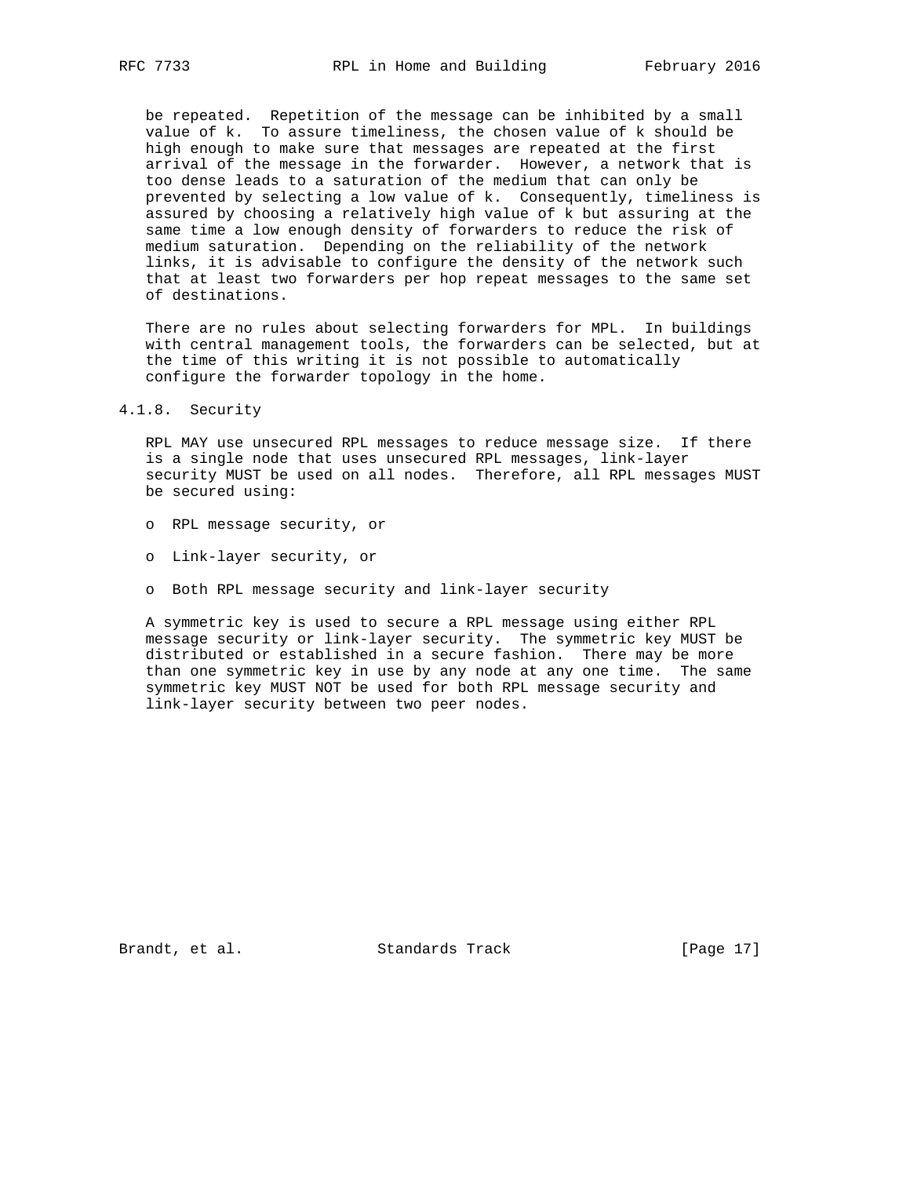be repeated. Repetition of the message can be inhibited by a small value of k. To assure timeliness, the chosen value of k should be high enough to make sure that messages are repeated at the first arrival of the message in the forwarder. However, a network that is too dense leads to a saturation of the medium that can only be prevented by selecting a low value of k. Consequently, timeliness is assured by choosing a relatively high value of k but assuring at the same time a low enough density of forwarders to reduce the risk of medium saturation. Depending on the reliability of the network links, it is advisable to configure the density of the network such that at least two forwarders per hop repeat messages to the same set of destinations.

There are no rules about selecting forwarders for MPL. In buildings with central management tools, the forwarders can be selected, but at the time of this writing it is not possible to automatically configure the forwarder topology in the home.

#### 4.1.8. Security

RPL MAY use unsecured RPL messages to reduce message size. If there is a single node that uses unsecured RPL messages, link-layer security MUST be used on all nodes. Therefore, all RPL messages MUST be secured using:

- RPL message security, or
- Link-layer security, or
- Both RPL message security and link-layer security

A symmetric key is used to secure a RPL message using either RPL message security or link-layer security. The symmetric key MUST be distributed or established in a secure fashion. There may be more than one symmetric key in use by any node at any one time. The same symmetric key MUST NOT be used for both RPL message security and link-layer security between two peer nodes.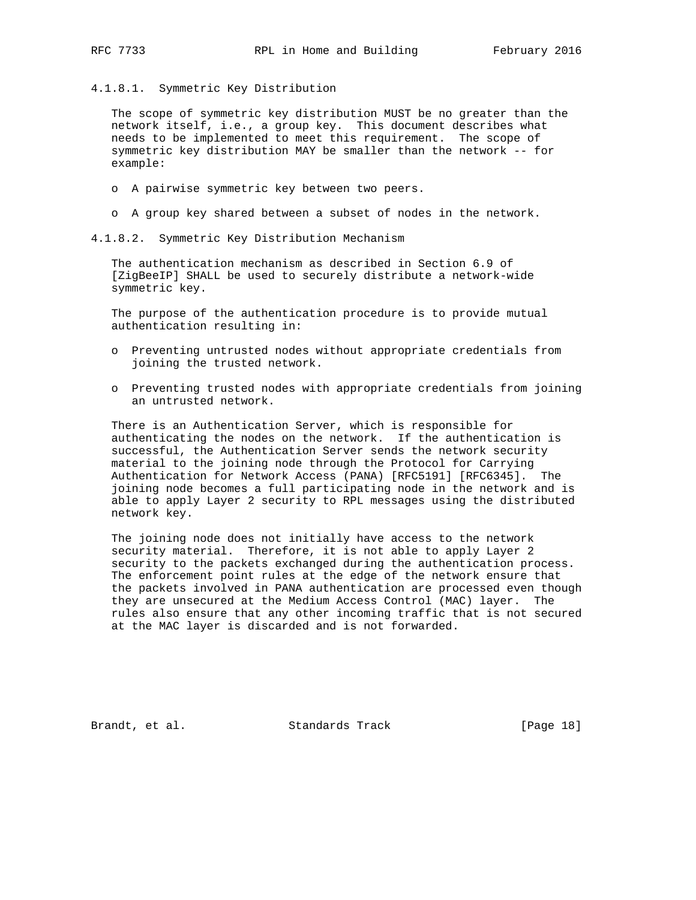#### 4.1.8.1. Symmetric Key Distribution

The scope of symmetric key distribution MUST be no greater than the network itself, i.e., a group key. This document describes what needs to be implemented to meet this requirement. The scope of symmetric key distribution MAY be smaller than the network -- for example:

- A pairwise symmetric key between two peers.
- A group key shared between a subset of nodes in the network.

#### 4.1.8.2. Symmetric Key Distribution Mechanism

The authentication mechanism as described in Section 6.9 of [ZigBeeIP] SHALL be used to securely distribute a network-wide symmetric key.

The purpose of the authentication procedure is to provide mutual authentication resulting in:

- Preventing untrusted nodes without appropriate credentials from joining the trusted network.
- Preventing trusted nodes with appropriate credentials from joining an untrusted network.

There is an Authentication Server, which is responsible for authenticating the nodes on the network. If the authentication is successful, the Authentication Server sends the network security material to the joining node through the Protocol for Carrying Authentication for Network Access (PANA) [RFC5191] [RFC6345]. The joining node becomes a full participating node in the network and is able to apply Layer 2 security to RPL messages using the distributed network key.

The joining node does not initially have access to the network security material. Therefore, it is not able to apply Layer 2 security to the packets exchanged during the authentication process. The enforcement point rules at the edge of the network ensure that the packets involved in PANA authentication are processed even though they are unsecured at the Medium Access Control (MAC) layer. The rules also ensure that any other incoming traffic that is not secured at the MAC layer is discarded and is not forwarded.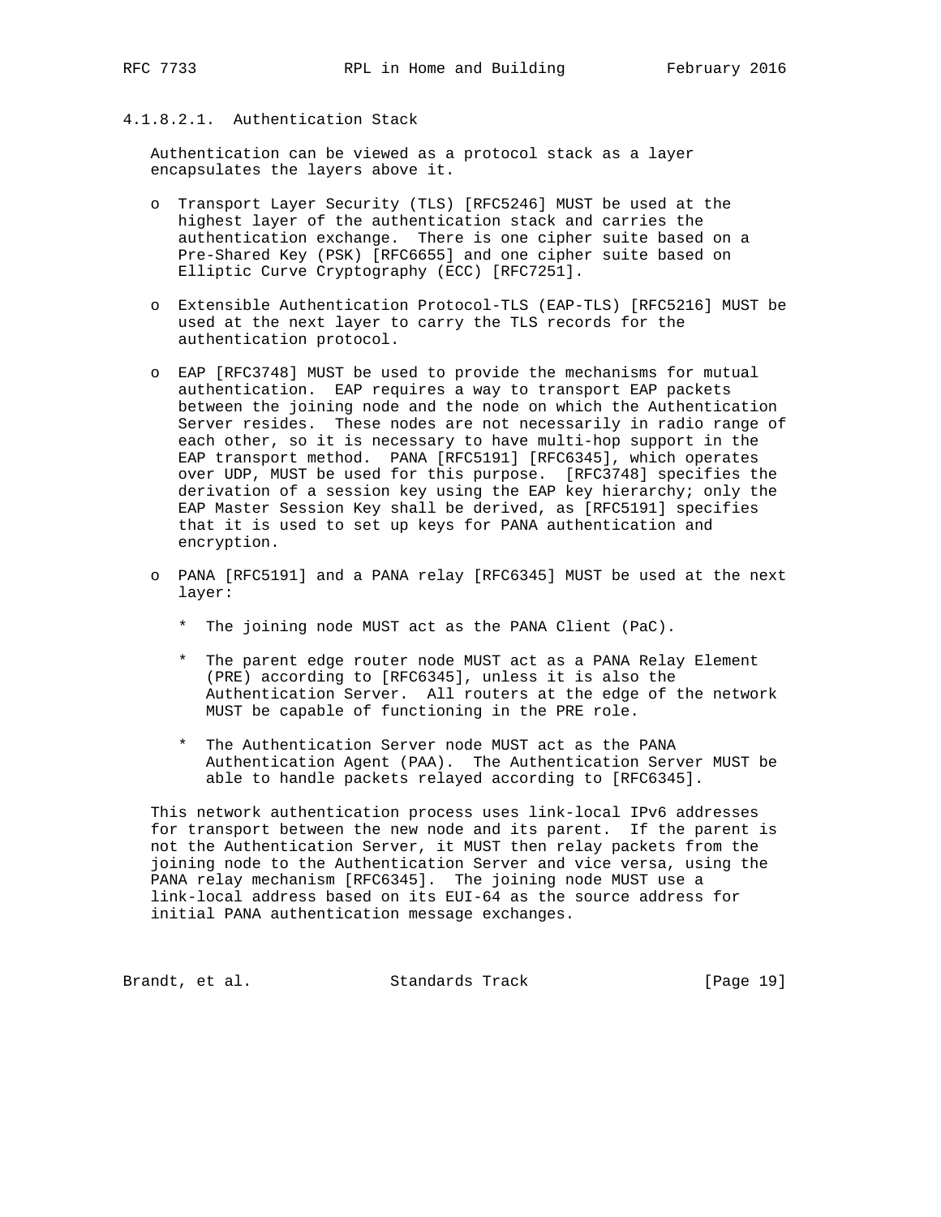#### 4.1.8.2.1. Authentication Stack

Authentication can be viewed as a protocol stack as a layer encapsulates the layers above it.

- Transport Layer Security (TLS) [RFC5246] MUST be used at the highest layer of the authentication stack and carries the authentication exchange. There is one cipher suite based on a Pre-Shared Key (PSK) [RFC6655] and one cipher suite based on Elliptic Curve Cryptography (ECC) [RFC7251].

- Extensible Authentication Protocol-TLS (EAP-TLS) [RFC5216] MUST be used at the next layer to carry the TLS records for the authentication protocol.

- EAP [RFC3748] MUST be used to provide the mechanisms for mutual authentication. EAP requires a way to transport EAP packets between the joining node and the node on which the Authentication Server resides. These nodes are not necessarily in radio range of each other, so it is necessary to have multi-hop support in the EAP transport method. PANA [RFC5191] [RFC6345], which operates over UDP, MUST be used for this purpose. [RFC3748] specifies the derivation of a session key using the EAP key hierarchy; only the EAP Master Session Key shall be derived, as [RFC5191] specifies that it is used to set up keys for PANA authentication and encryption.

- PANA [RFC5191] and a PANA relay [RFC6345] MUST be used at the next layer:

  * The joining node MUST act as the PANA Client (PaC).

  * The parent edge router node MUST act as a PANA Relay Element (PRE) according to [RFC6345], unless it is also the Authentication Server. All routers at the edge of the network MUST be capable of functioning in the PRE role.

  * The Authentication Server node MUST act as the PANA Authentication Agent (PAA). The Authentication Server MUST be able to handle packets relayed according to [RFC6345].

This network authentication process uses link-local IPv6 addresses for transport between the new node and its parent. If the parent is not the Authentication Server, it MUST then relay packets from the joining node to the Authentication Server and vice versa, using the PANA relay mechanism [RFC6345]. The joining node MUST use a link-local address based on its EUI-64 as the source address for initial PANA authentication message exchanges.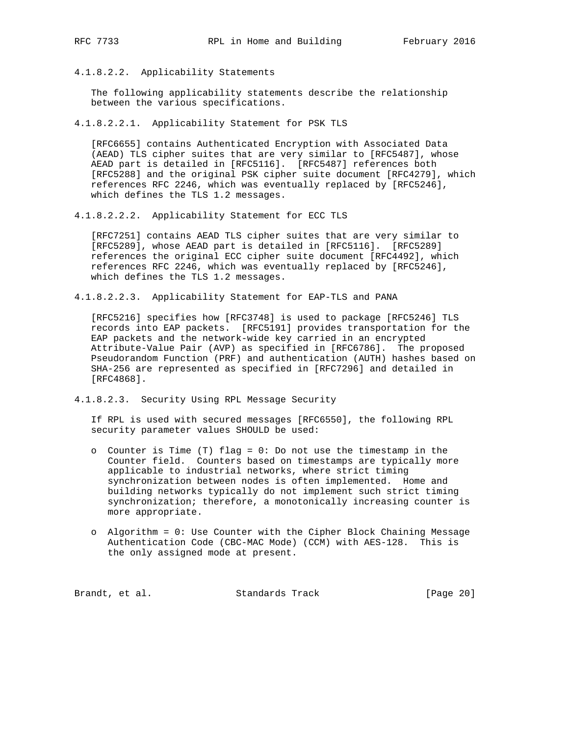##### 4.1.8.2.2. Applicability Statements

The following applicability statements describe the relationship between the various specifications.

###### 4.1.8.2.2.1. Applicability Statement for PSK TLS

[RFC6655] contains Authenticated Encryption with Associated Data (AEAD) TLS cipher suites that are very similar to [RFC5487], whose AEAD part is detailed in [RFC5116]. [RFC5487] references both [RFC5288] and the original PSK cipher suite document [RFC4279], which references RFC 2246, which was eventually replaced by [RFC5246], which defines the TLS 1.2 messages.

###### 4.1.8.2.2.2. Applicability Statement for ECC TLS

[RFC7251] contains AEAD TLS cipher suites that are very similar to [RFC5289], whose AEAD part is detailed in [RFC5116]. [RFC5289] references the original ECC cipher suite document [RFC4492], which references RFC 2246, which was eventually replaced by [RFC5246], which defines the TLS 1.2 messages.

###### 4.1.8.2.2.3. Applicability Statement for EAP-TLS and PANA

[RFC5216] specifies how [RFC3748] is used to package [RFC5246] TLS records into EAP packets. [RFC5191] provides transportation for the EAP packets and the network-wide key carried in an encrypted Attribute-Value Pair (AVP) as specified in [RFC6786]. The proposed Pseudorandom Function (PRF) and authentication (AUTH) hashes based on SHA-256 are represented as specified in [RFC7296] and detailed in [RFC4868].

##### 4.1.8.2.3. Security Using RPL Message Security

If RPL is used with secured messages [RFC6550], the following RPL security parameter values SHOULD be used:

- Counter is Time (T) flag = 0: Do not use the timestamp in the Counter field. Counters based on timestamps are typically more applicable to industrial networks, where strict timing synchronization between nodes is often implemented. Home and building networks typically do not implement such strict timing synchronization; therefore, a monotonically increasing counter is more appropriate.

- Algorithm = 0: Use Counter with the Cipher Block Chaining Message Authentication Code (CBC-MAC Mode) (CCM) with AES-128. This is the only assigned mode at present.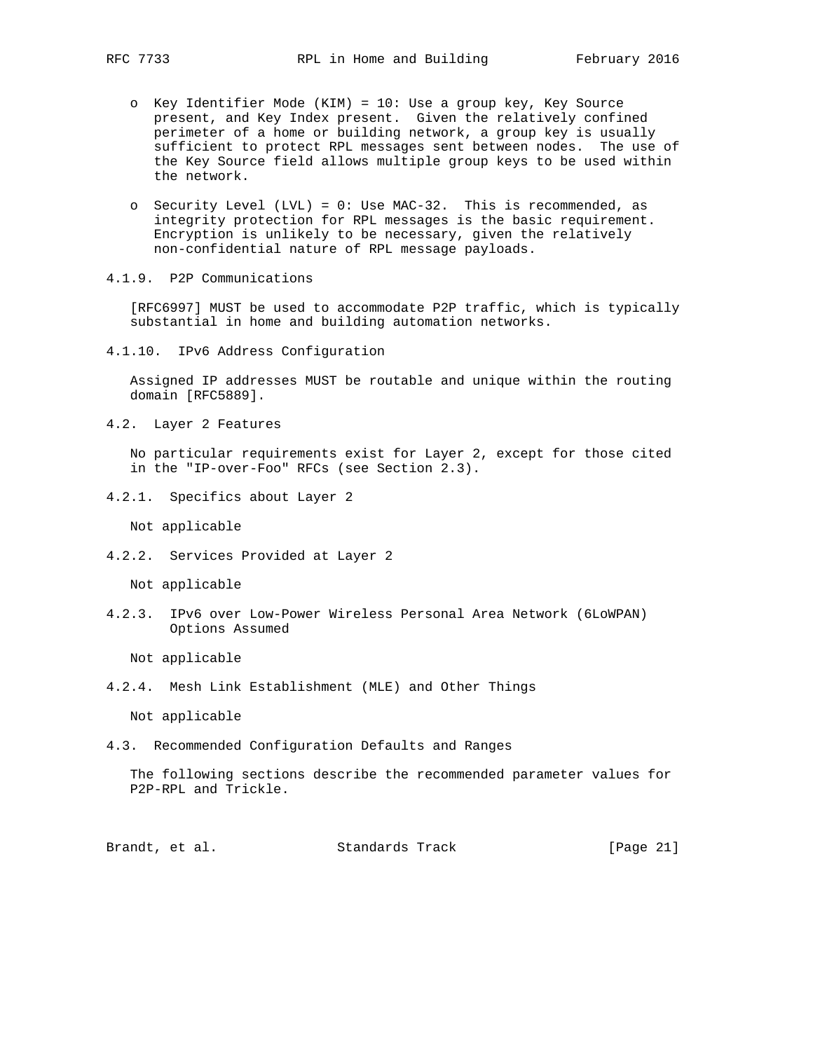- Key Identifier Mode (KIM) = 10: Use a group key, Key Source present, and Key Index present. Given the relatively confined perimeter of a home or building network, a group key is usually sufficient to protect RPL messages sent between nodes. The use of the Key Source field allows multiple group keys to be used within the network.

- Security Level (LVL) = 0: Use MAC-32. This is recommended, as integrity protection for RPL messages is the basic requirement. Encryption is unlikely to be necessary, given the relatively non-confidential nature of RPL message payloads.

#### 4.1.9. P2P Communications

[RFC6997] MUST be used to accommodate P2P traffic, which is typically substantial in home and building automation networks.

#### 4.1.10. IPv6 Address Configuration

Assigned IP addresses MUST be routable and unique within the routing domain [RFC5889].

### 4.2. Layer 2 Features

No particular requirements exist for Layer 2, except for those cited in the "IP-over-Foo" RFCs (see Section 2.3).

#### 4.2.1. Specifics about Layer 2

Not applicable

#### 4.2.2. Services Provided at Layer 2

Not applicable

#### 4.2.3. IPv6 over Low-Power Wireless Personal Area Network (6LoWPAN) Options Assumed

Not applicable

#### 4.2.4. Mesh Link Establishment (MLE) and Other Things

Not applicable

### 4.3. Recommended Configuration Defaults and Ranges

The following sections describe the recommended parameter values for P2P-RPL and Trickle.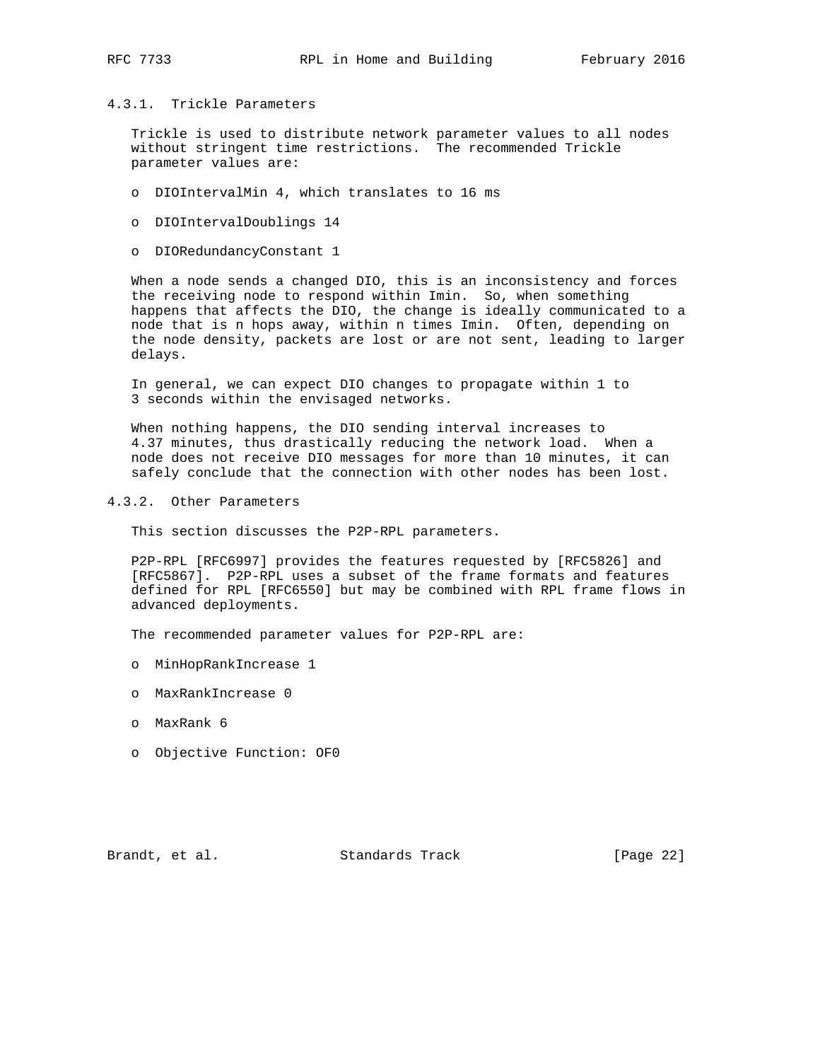#### 4.3.1. Trickle Parameters

Trickle is used to distribute network parameter values to all nodes without stringent time restrictions. The recommended Trickle parameter values are:

- DIOIntervalMin 4, which translates to 16 ms
- DIOIntervalDoublings 14
- DIORedundancyConstant 1

When a node sends a changed DIO, this is an inconsistency and forces the receiving node to respond within Imin. So, when something happens that affects the DIO, the change is ideally communicated to a node that is n hops away, within n times Imin. Often, depending on the node density, packets are lost or are not sent, leading to larger delays.

In general, we can expect DIO changes to propagate within 1 to 3 seconds within the envisaged networks.

When nothing happens, the DIO sending interval increases to 4.37 minutes, thus drastically reducing the network load. When a node does not receive DIO messages for more than 10 minutes, it can safely conclude that the connection with other nodes has been lost.

#### 4.3.2. Other Parameters

This section discusses the P2P-RPL parameters.

P2P-RPL [RFC6997] provides the features requested by [RFC5826] and [RFC5867]. P2P-RPL uses a subset of the frame formats and features defined for RPL [RFC6550] but may be combined with RPL frame flows in advanced deployments.

The recommended parameter values for P2P-RPL are:

- MinHopRankIncrease 1
- MaxRankIncrease 0
- MaxRank 6
- Objective Function: OF0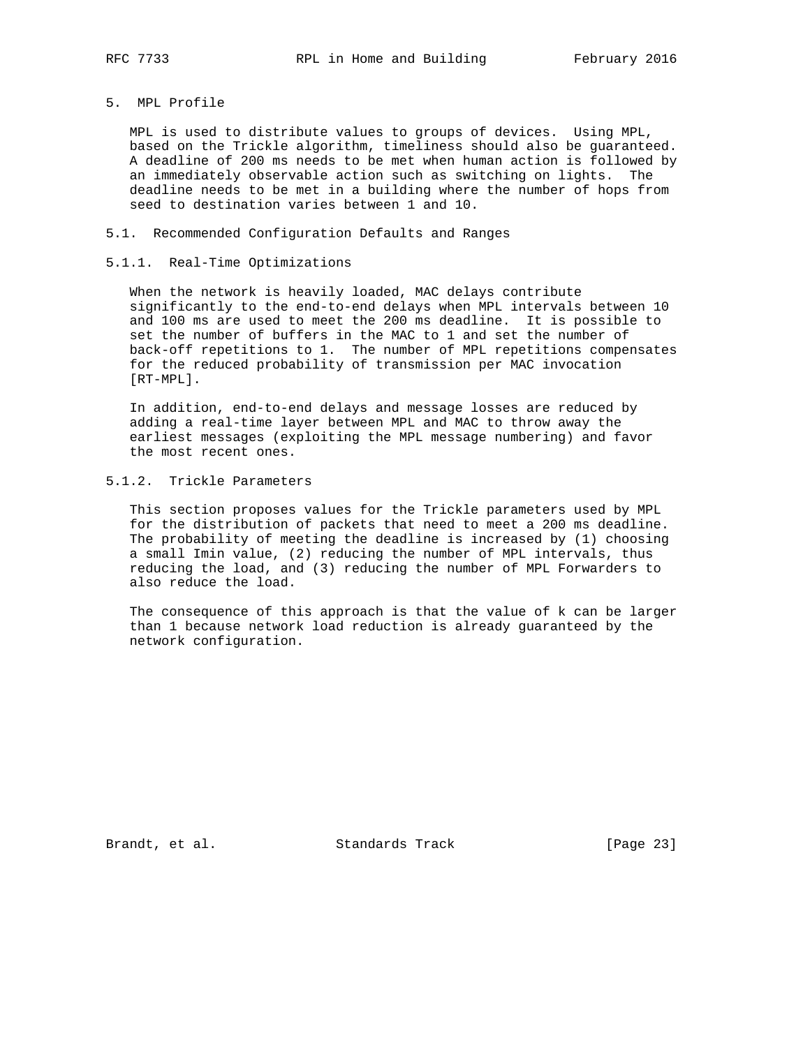## 5. MPL Profile

MPL is used to distribute values to groups of devices. Using MPL, based on the Trickle algorithm, timeliness should also be guaranteed. A deadline of 200 ms needs to be met when human action is followed by an immediately observable action such as switching on lights. The deadline needs to be met in a building where the number of hops from seed to destination varies between 1 and 10.

### 5.1. Recommended Configuration Defaults and Ranges

#### 5.1.1. Real-Time Optimizations

When the network is heavily loaded, MAC delays contribute significantly to the end-to-end delays when MPL intervals between 10 and 100 ms are used to meet the 200 ms deadline. It is possible to set the number of buffers in the MAC to 1 and set the number of back-off repetitions to 1. The number of MPL repetitions compensates for the reduced probability of transmission per MAC invocation [RT-MPL].

In addition, end-to-end delays and message losses are reduced by adding a real-time layer between MPL and MAC to throw away the earliest messages (exploiting the MPL message numbering) and favor the most recent ones.

#### 5.1.2. Trickle Parameters

This section proposes values for the Trickle parameters used by MPL for the distribution of packets that need to meet a 200 ms deadline. The probability of meeting the deadline is increased by (1) choosing a small Imin value, (2) reducing the number of MPL intervals, thus reducing the load, and (3) reducing the number of MPL Forwarders to also reduce the load.

The consequence of this approach is that the value of k can be larger than 1 because network load reduction is already guaranteed by the network configuration.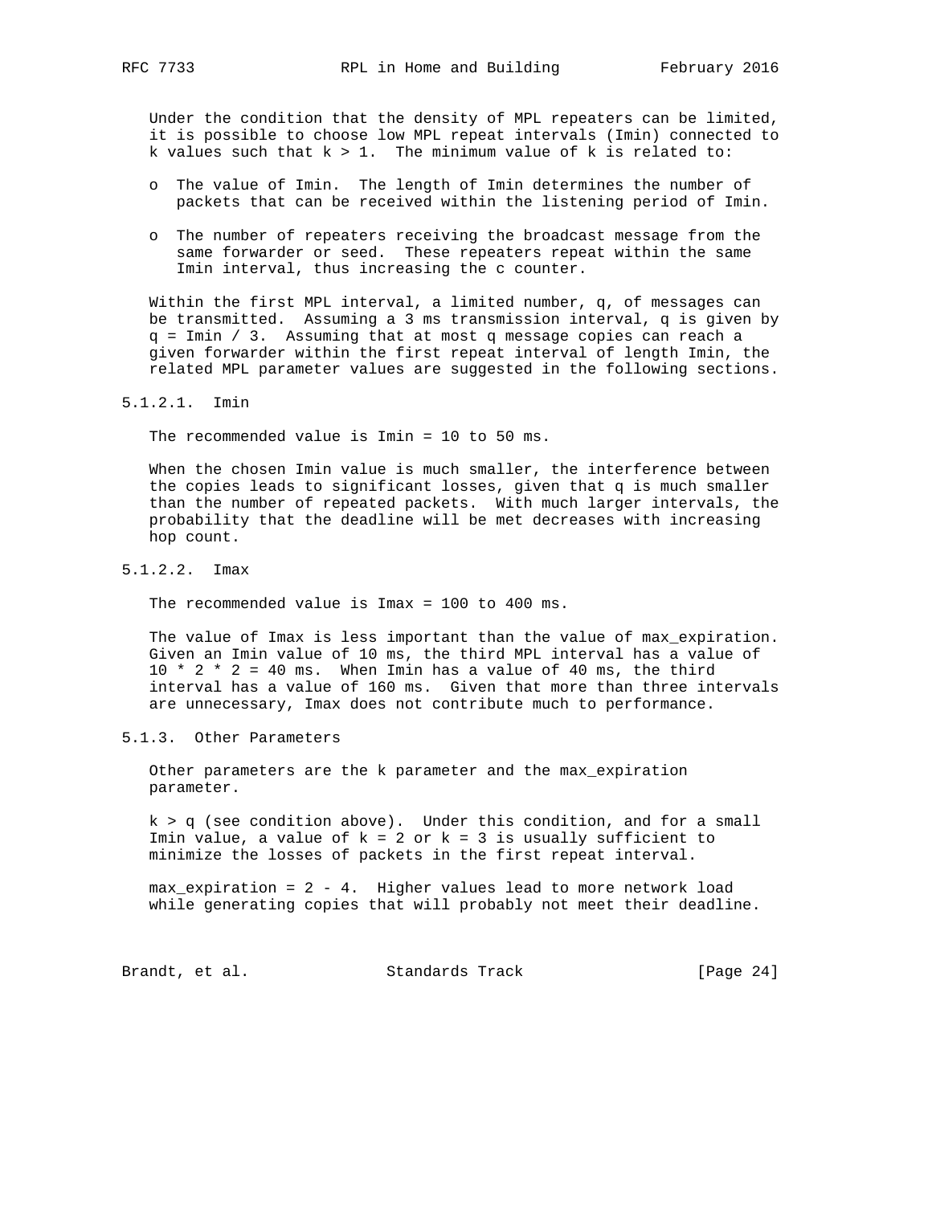Under the condition that the density of MPL repeaters can be limited, it is possible to choose low MPL repeat intervals (Imin) connected to k values such that $k > 1$. The minimum value of k is related to:

- The value of Imin. The length of Imin determines the number of packets that can be received within the listening period of Imin.
- The number of repeaters receiving the broadcast message from the same forwarder or seed. These repeaters repeat within the same Imin interval, thus increasing the c counter.

Within the first MPL interval, a limited number, q, of messages can be transmitted. Assuming a 3 ms transmission interval, q is given by $q = Imin / 3$. Assuming that at most q message copies can reach a given forwarder within the first repeat interval of length Imin, the related MPL parameter values are suggested in the following sections.

#### 5.1.2.1. Imin

The recommended value is Imin = 10 to 50 ms.

When the chosen Imin value is much smaller, the interference between the copies leads to significant losses, given that q is much smaller than the number of repeated packets. With much larger intervals, the probability that the deadline will be met decreases with increasing hop count.

#### 5.1.2.2. Imax

The recommended value is Imax = 100 to 400 ms.

The value of Imax is less important than the value of max_expiration. Given an Imin value of 10 ms, the third MPL interval has a value of $10 * 2 * 2 = 40$ ms. When Imin has a value of 40 ms, the third interval has a value of 160 ms. Given that more than three intervals are unnecessary, Imax does not contribute much to performance.

### 5.1.3. Other Parameters

Other parameters are the k parameter and the max_expiration parameter.

$k > q$ (see condition above). Under this condition, and for a small Imin value, a value of $k = 2$ or $k = 3$ is usually sufficient to minimize the losses of packets in the first repeat interval.

max_expiration = 2 - 4. Higher values lead to more network load while generating copies that will probably not meet their deadline.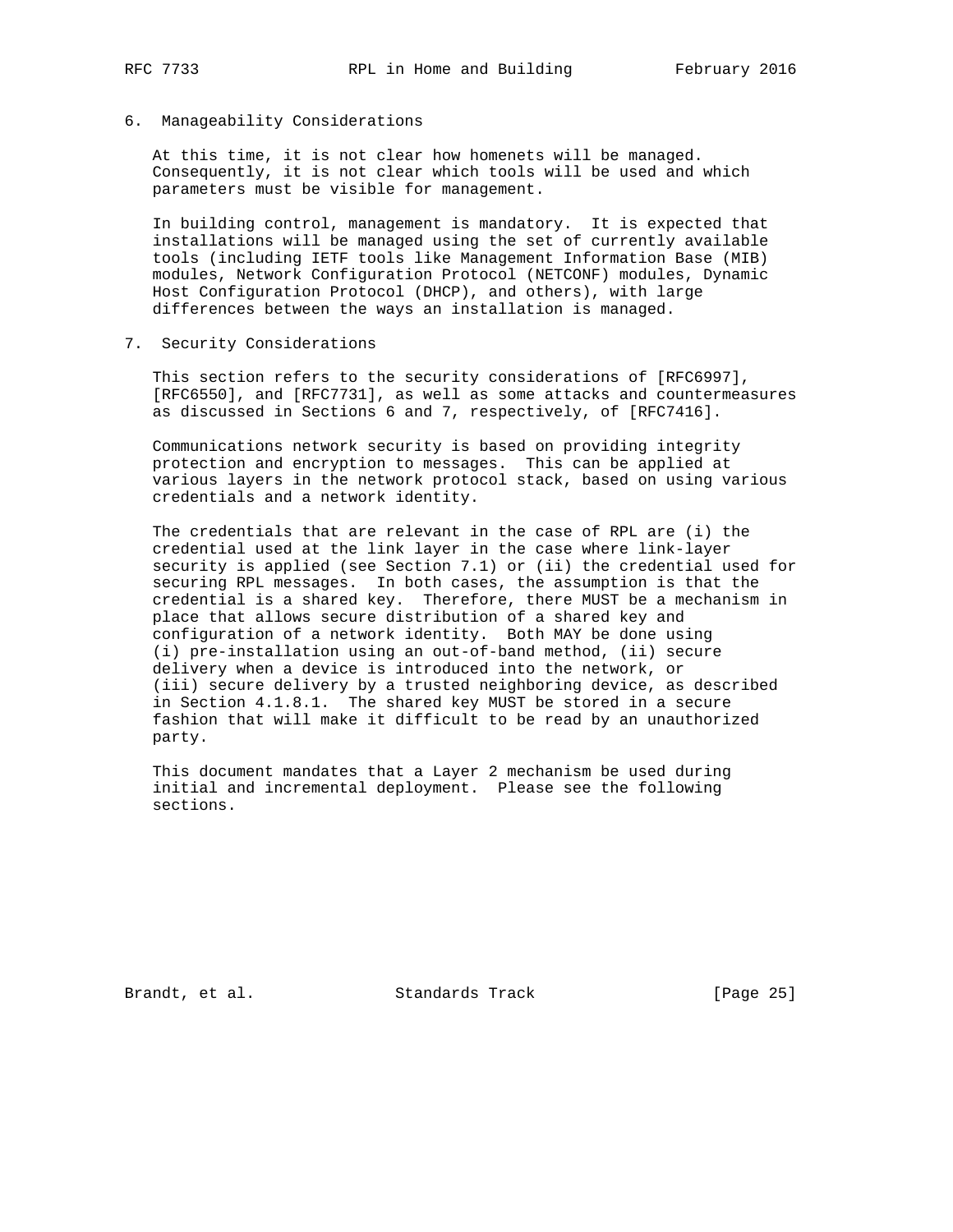## 6. Manageability Considerations

At this time, it is not clear how homenets will be managed. Consequently, it is not clear which tools will be used and which parameters must be visible for management.

In building control, management is mandatory. It is expected that installations will be managed using the set of currently available tools (including IETF tools like Management Information Base (MIB) modules, Network Configuration Protocol (NETCONF) modules, Dynamic Host Configuration Protocol (DHCP), and others), with large differences between the ways an installation is managed.

## 7. Security Considerations

This section refers to the security considerations of [RFC6997], [RFC6550], and [RFC7731], as well as some attacks and countermeasures as discussed in Sections 6 and 7, respectively, of [RFC7416].

Communications network security is based on providing integrity protection and encryption to messages. This can be applied at various layers in the network protocol stack, based on using various credentials and a network identity.

The credentials that are relevant in the case of RPL are (i) the credential used at the link layer in the case where link-layer security is applied (see Section 7.1) or (ii) the credential used for securing RPL messages. In both cases, the assumption is that the credential is a shared key. Therefore, there MUST be a mechanism in place that allows secure distribution of a shared key and configuration of a network identity. Both MAY be done using (i) pre-installation using an out-of-band method, (ii) secure delivery when a device is introduced into the network, or (iii) secure delivery by a trusted neighboring device, as described in Section 4.1.8.1. The shared key MUST be stored in a secure fashion that will make it difficult to be read by an unauthorized party.

This document mandates that a Layer 2 mechanism be used during initial and incremental deployment. Please see the following sections.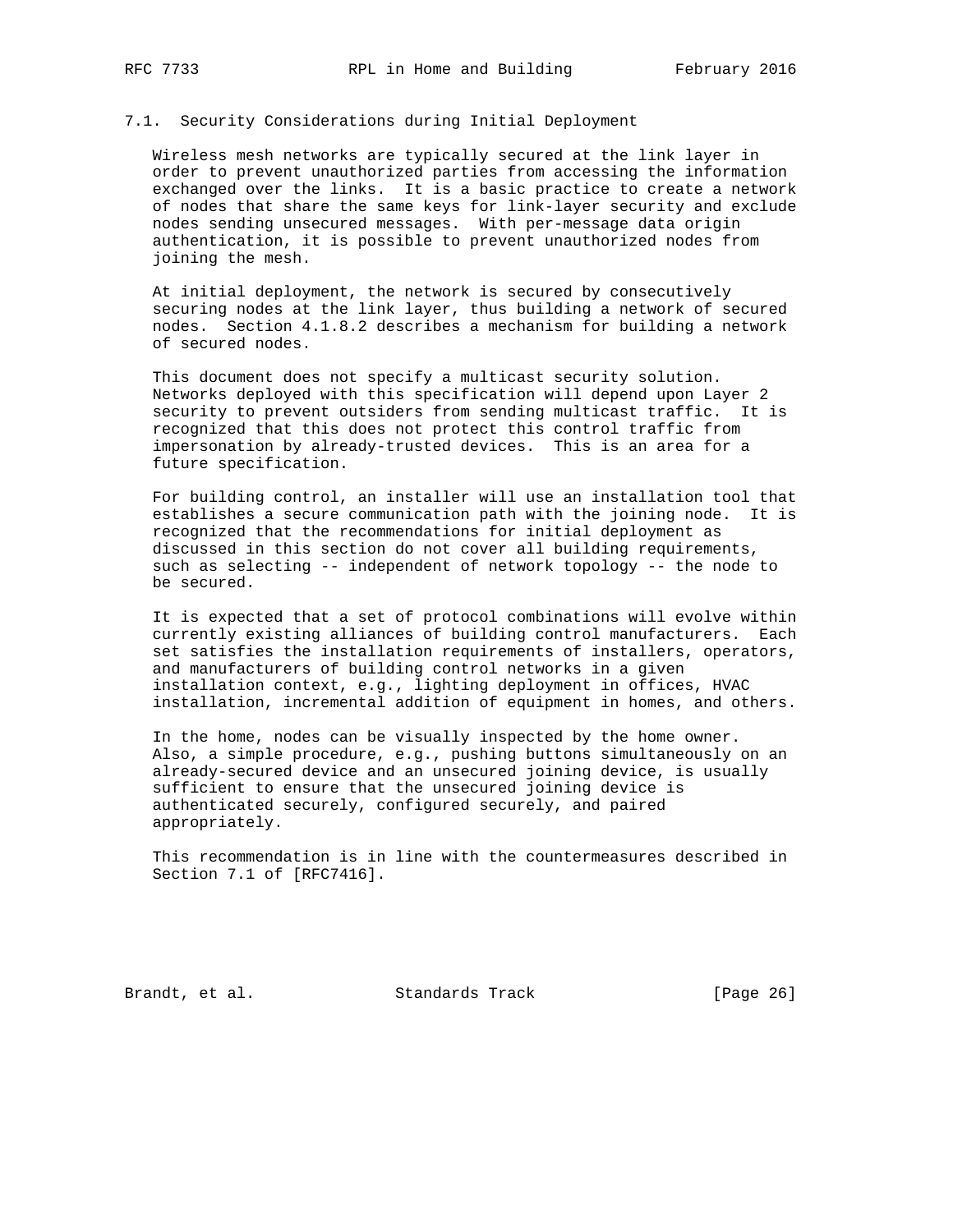### 7.1. Security Considerations during Initial Deployment

Wireless mesh networks are typically secured at the link layer in order to prevent unauthorized parties from accessing the information exchanged over the links. It is a basic practice to create a network of nodes that share the same keys for link-layer security and exclude nodes sending unsecured messages. With per-message data origin authentication, it is possible to prevent unauthorized nodes from joining the mesh.

At initial deployment, the network is secured by consecutively securing nodes at the link layer, thus building a network of secured nodes. Section 4.1.8.2 describes a mechanism for building a network of secured nodes.

This document does not specify a multicast security solution. Networks deployed with this specification will depend upon Layer 2 security to prevent outsiders from sending multicast traffic. It is recognized that this does not protect this control traffic from impersonation by already-trusted devices. This is an area for a future specification.

For building control, an installer will use an installation tool that establishes a secure communication path with the joining node. It is recognized that the recommendations for initial deployment as discussed in this section do not cover all building requirements, such as selecting -- independent of network topology -- the node to be secured.

It is expected that a set of protocol combinations will evolve within currently existing alliances of building control manufacturers. Each set satisfies the installation requirements of installers, operators, and manufacturers of building control networks in a given installation context, e.g., lighting deployment in offices, HVAC installation, incremental addition of equipment in homes, and others.

In the home, nodes can be visually inspected by the home owner. Also, a simple procedure, e.g., pushing buttons simultaneously on an already-secured device and an unsecured joining device, is usually sufficient to ensure that the unsecured joining device is authenticated securely, configured securely, and paired appropriately.

This recommendation is in line with the countermeasures described in Section 7.1 of [RFC7416].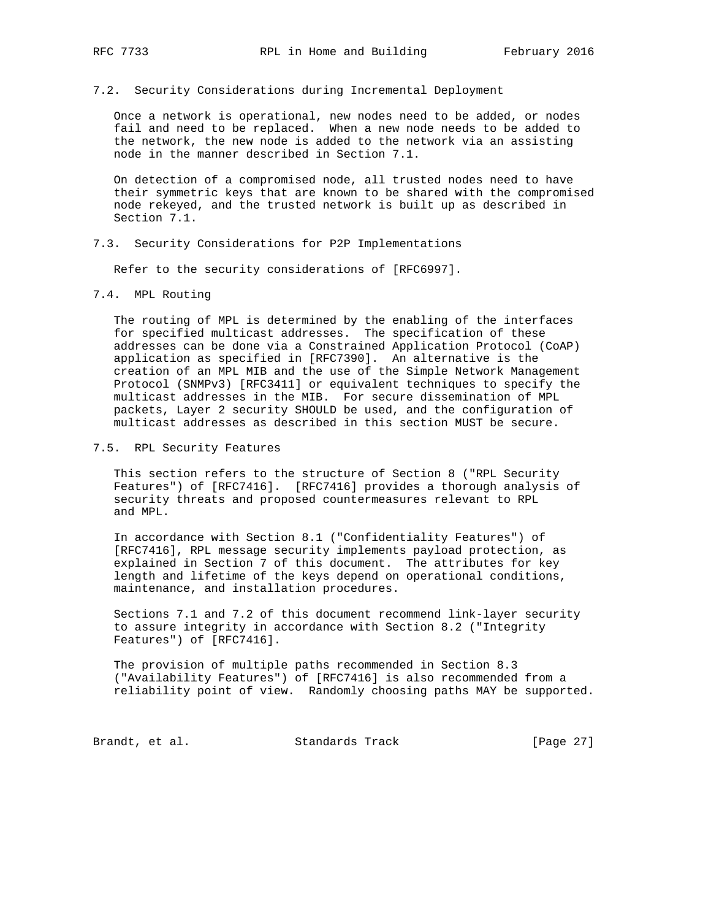### 7.2. Security Considerations during Incremental Deployment

Once a network is operational, new nodes need to be added, or nodes fail and need to be replaced. When a new node needs to be added to the network, the new node is added to the network via an assisting node in the manner described in Section 7.1.

On detection of a compromised node, all trusted nodes need to have their symmetric keys that are known to be shared with the compromised node rekeyed, and the trusted network is built up as described in Section 7.1.

### 7.3. Security Considerations for P2P Implementations

Refer to the security considerations of [RFC6997].

### 7.4. MPL Routing

The routing of MPL is determined by the enabling of the interfaces for specified multicast addresses. The specification of these addresses can be done via a Constrained Application Protocol (CoAP) application as specified in [RFC7390]. An alternative is the creation of an MPL MIB and the use of the Simple Network Management Protocol (SNMPv3) [RFC3411] or equivalent techniques to specify the multicast addresses in the MIB. For secure dissemination of MPL packets, Layer 2 security SHOULD be used, and the configuration of multicast addresses as described in this section MUST be secure.

### 7.5. RPL Security Features

This section refers to the structure of Section 8 ("RPL Security Features") of [RFC7416]. [RFC7416] provides a thorough analysis of security threats and proposed countermeasures relevant to RPL and MPL.

In accordance with Section 8.1 ("Confidentiality Features") of [RFC7416], RPL message security implements payload protection, as explained in Section 7 of this document. The attributes for key length and lifetime of the keys depend on operational conditions, maintenance, and installation procedures.

Sections 7.1 and 7.2 of this document recommend link-layer security to assure integrity in accordance with Section 8.2 ("Integrity Features") of [RFC7416].

The provision of multiple paths recommended in Section 8.3 ("Availability Features") of [RFC7416] is also recommended from a reliability point of view. Randomly choosing paths MAY be supported.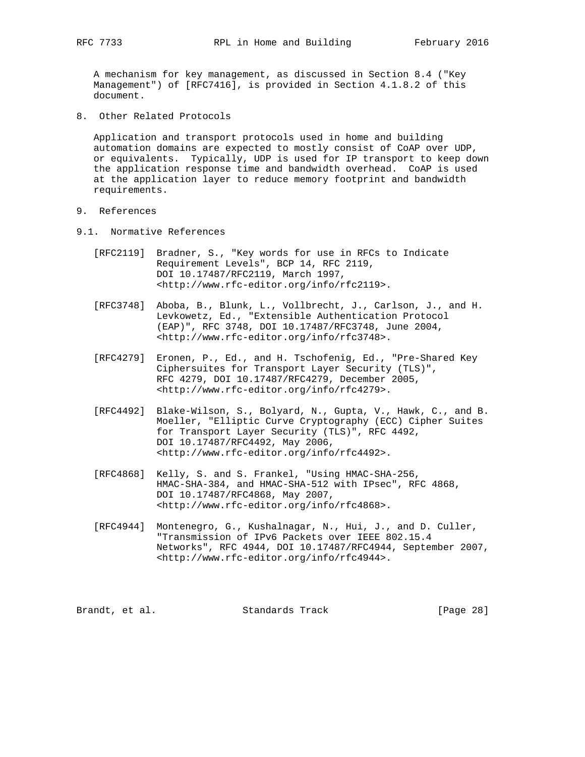A mechanism for key management, as discussed in Section 8.4 ("Key Management") of [RFC7416], is provided in Section 4.1.8.2 of this document.

# 8. Other Related Protocols

Application and transport protocols used in home and building automation domains are expected to mostly consist of CoAP over UDP, or equivalents. Typically, UDP is used for IP transport to keep down the application response time and bandwidth overhead. CoAP is used at the application layer to reduce memory footprint and bandwidth requirements.

# 9. References

## 9.1. Normative References

[RFC2119] Bradner, S., "Key words for use in RFCs to Indicate Requirement Levels", BCP 14, RFC 2119, DOI 10.17487/RFC2119, March 1997, <http://www.rfc-editor.org/info/rfc2119>.

[RFC3748] Aboba, B., Blunk, L., Vollbrecht, J., Carlson, J., and H. Levkowetz, Ed., "Extensible Authentication Protocol (EAP)", RFC 3748, DOI 10.17487/RFC3748, June 2004, <http://www.rfc-editor.org/info/rfc3748>.

[RFC4279] Eronen, P., Ed., and H. Tschofenig, Ed., "Pre-Shared Key Ciphersuites for Transport Layer Security (TLS)", RFC 4279, DOI 10.17487/RFC4279, December 2005, <http://www.rfc-editor.org/info/rfc4279>.

[RFC4492] Blake-Wilson, S., Bolyard, N., Gupta, V., Hawk, C., and B. Moeller, "Elliptic Curve Cryptography (ECC) Cipher Suites for Transport Layer Security (TLS)", RFC 4492, DOI 10.17487/RFC4492, May 2006, <http://www.rfc-editor.org/info/rfc4492>.

[RFC4868] Kelly, S. and S. Frankel, "Using HMAC-SHA-256, HMAC-SHA-384, and HMAC-SHA-512 with IPsec", RFC 4868, DOI 10.17487/RFC4868, May 2007, <http://www.rfc-editor.org/info/rfc4868>.

[RFC4944] Montenegro, G., Kushalnagar, N., Hui, J., and D. Culler, "Transmission of IPv6 Packets over IEEE 802.15.4 Networks", RFC 4944, DOI 10.17487/RFC4944, September 2007, <http://www.rfc-editor.org/info/rfc4944>.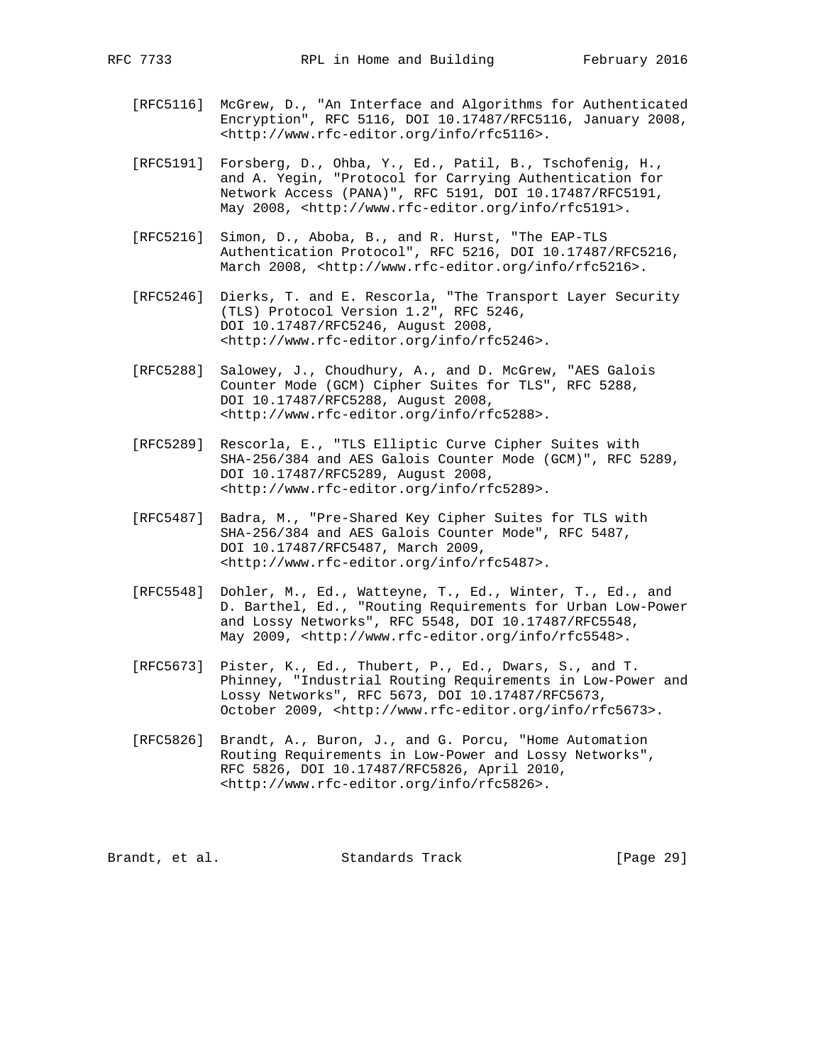[RFC5116] McGrew, D., "An Interface and Algorithms for Authenticated Encryption", RFC 5116, DOI 10.17487/RFC5116, January 2008, <http://www.rfc-editor.org/info/rfc5116>.

[RFC5191] Forsberg, D., Ohba, Y., Ed., Patil, B., Tschofenig, H., and A. Yegin, "Protocol for Carrying Authentication for Network Access (PANA)", RFC 5191, DOI 10.17487/RFC5191, May 2008, <http://www.rfc-editor.org/info/rfc5191>.

[RFC5216] Simon, D., Aboba, B., and R. Hurst, "The EAP-TLS Authentication Protocol", RFC 5216, DOI 10.17487/RFC5216, March 2008, <http://www.rfc-editor.org/info/rfc5216>.

[RFC5246] Dierks, T. and E. Rescorla, "The Transport Layer Security (TLS) Protocol Version 1.2", RFC 5246, DOI 10.17487/RFC5246, August 2008, <http://www.rfc-editor.org/info/rfc5246>.

[RFC5288] Salowey, J., Choudhury, A., and D. McGrew, "AES Galois Counter Mode (GCM) Cipher Suites for TLS", RFC 5288, DOI 10.17487/RFC5288, August 2008, <http://www.rfc-editor.org/info/rfc5288>.

[RFC5289] Rescorla, E., "TLS Elliptic Curve Cipher Suites with SHA-256/384 and AES Galois Counter Mode (GCM)", RFC 5289, DOI 10.17487/RFC5289, August 2008, <http://www.rfc-editor.org/info/rfc5289>.

[RFC5487] Badra, M., "Pre-Shared Key Cipher Suites for TLS with SHA-256/384 and AES Galois Counter Mode", RFC 5487, DOI 10.17487/RFC5487, March 2009, <http://www.rfc-editor.org/info/rfc5487>.

[RFC5548] Dohler, M., Ed., Watteyne, T., Ed., Winter, T., Ed., and D. Barthel, Ed., "Routing Requirements for Urban Low-Power and Lossy Networks", RFC 5548, DOI 10.17487/RFC5548, May 2009, <http://www.rfc-editor.org/info/rfc5548>.

[RFC5673] Pister, K., Ed., Thubert, P., Ed., Dwars, S., and T. Phinney, "Industrial Routing Requirements in Low-Power and Lossy Networks", RFC 5673, DOI 10.17487/RFC5673, October 2009, <http://www.rfc-editor.org/info/rfc5673>.

[RFC5826] Brandt, A., Buron, J., and G. Porcu, "Home Automation Routing Requirements in Low-Power and Lossy Networks", RFC 5826, DOI 10.17487/RFC5826, April 2010, <http://www.rfc-editor.org/info/rfc5826>.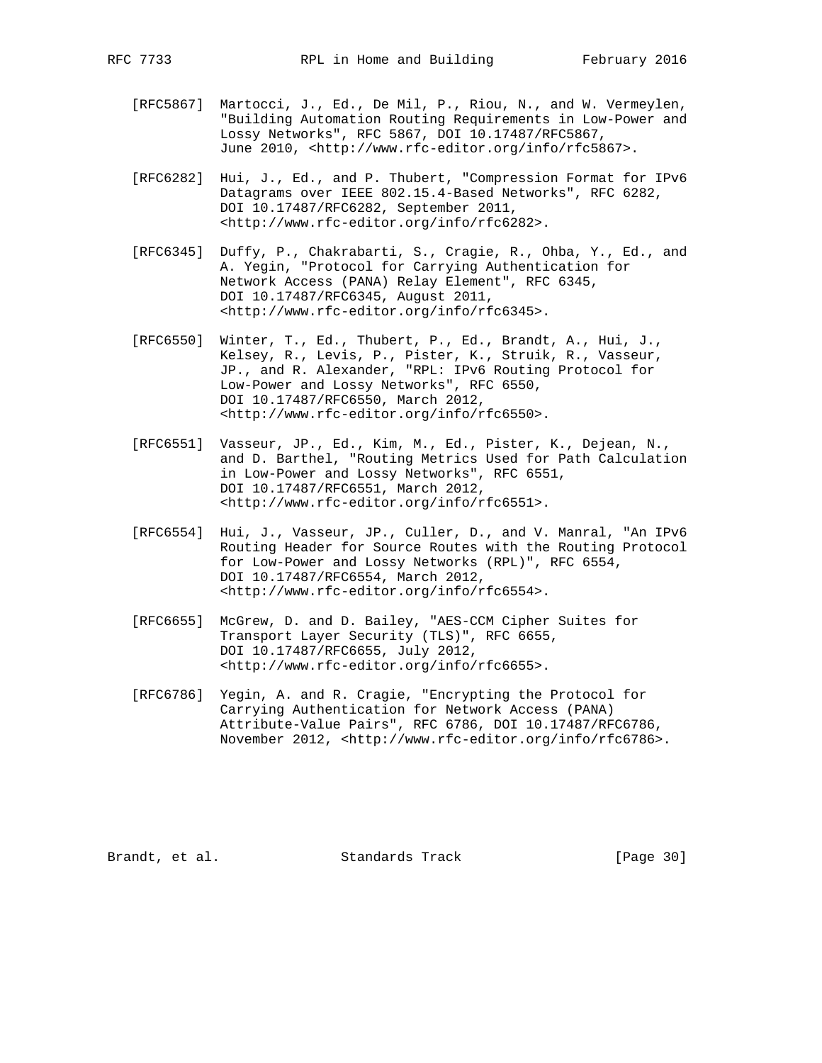[RFC5867] Martocci, J., Ed., De Mil, P., Riou, N., and W. Vermeylen, "Building Automation Routing Requirements in Low-Power and Lossy Networks", RFC 5867, DOI 10.17487/RFC5867, June 2010, <http://www.rfc-editor.org/info/rfc5867>.

[RFC6282] Hui, J., Ed., and P. Thubert, "Compression Format for IPv6 Datagrams over IEEE 802.15.4-Based Networks", RFC 6282, DOI 10.17487/RFC6282, September 2011, <http://www.rfc-editor.org/info/rfc6282>.

[RFC6345] Duffy, P., Chakrabarti, S., Cragie, R., Ohba, Y., Ed., and A. Yegin, "Protocol for Carrying Authentication for Network Access (PANA) Relay Element", RFC 6345, DOI 10.17487/RFC6345, August 2011, <http://www.rfc-editor.org/info/rfc6345>.

[RFC6550] Winter, T., Ed., Thubert, P., Ed., Brandt, A., Hui, J., Kelsey, R., Levis, P., Pister, K., Struik, R., Vasseur, JP., and R. Alexander, "RPL: IPv6 Routing Protocol for Low-Power and Lossy Networks", RFC 6550, DOI 10.17487/RFC6550, March 2012, <http://www.rfc-editor.org/info/rfc6550>.

[RFC6551] Vasseur, JP., Ed., Kim, M., Ed., Pister, K., Dejean, N., and D. Barthel, "Routing Metrics Used for Path Calculation in Low-Power and Lossy Networks", RFC 6551, DOI 10.17487/RFC6551, March 2012, <http://www.rfc-editor.org/info/rfc6551>.

[RFC6554] Hui, J., Vasseur, JP., Culler, D., and V. Manral, "An IPv6 Routing Header for Source Routes with the Routing Protocol for Low-Power and Lossy Networks (RPL)", RFC 6554, DOI 10.17487/RFC6554, March 2012, <http://www.rfc-editor.org/info/rfc6554>.

[RFC6655] McGrew, D. and D. Bailey, "AES-CCM Cipher Suites for Transport Layer Security (TLS)", RFC 6655, DOI 10.17487/RFC6655, July 2012, <http://www.rfc-editor.org/info/rfc6655>.

[RFC6786] Yegin, A. and R. Cragie, "Encrypting the Protocol for Carrying Authentication for Network Access (PANA) Attribute-Value Pairs", RFC 6786, DOI 10.17487/RFC6786, November 2012, <http://www.rfc-editor.org/info/rfc6786>.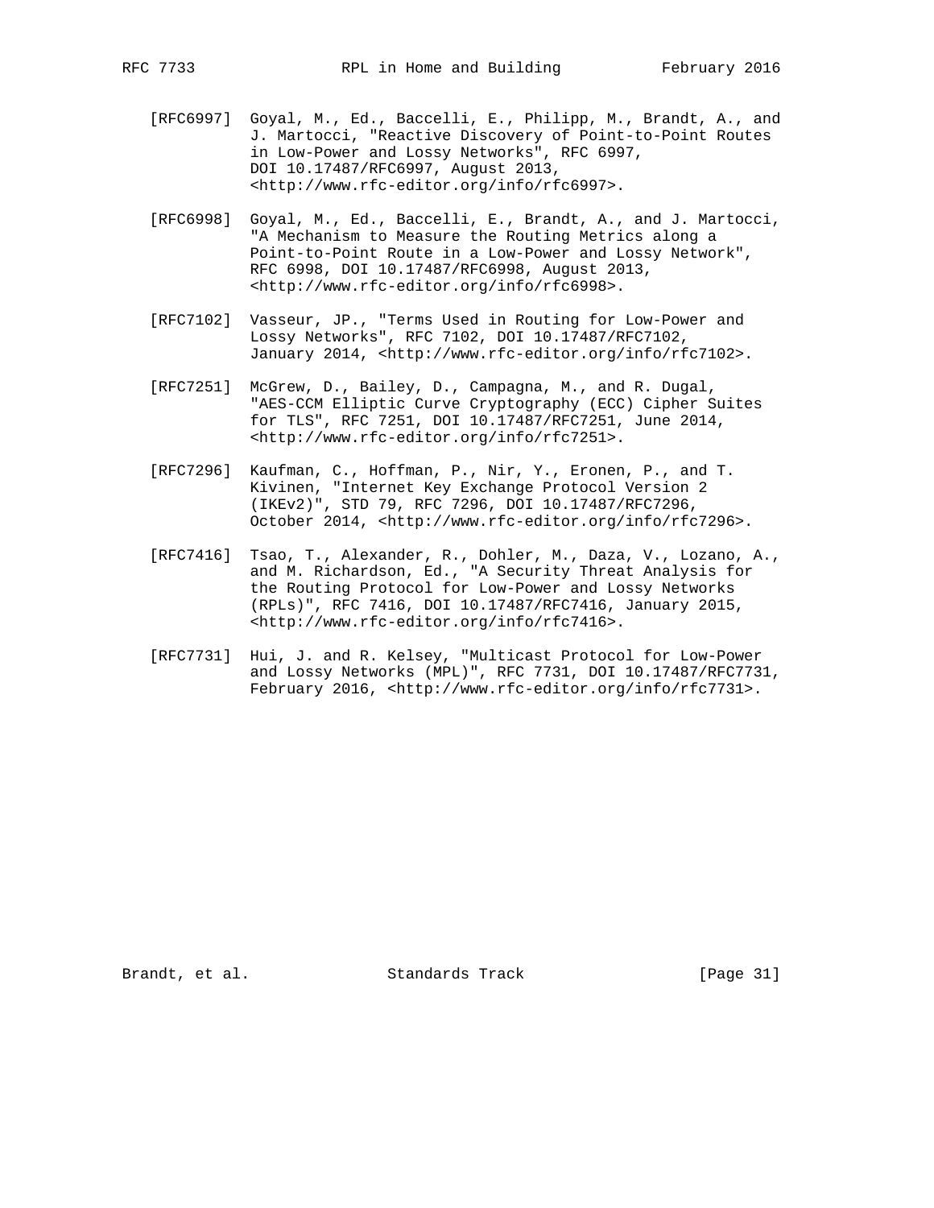[RFC6997] Goyal, M., Ed., Baccelli, E., Philipp, M., Brandt, A., and J. Martocci, "Reactive Discovery of Point-to-Point Routes in Low-Power and Lossy Networks", RFC 6997, DOI 10.17487/RFC6997, August 2013, <http://www.rfc-editor.org/info/rfc6997>.

[RFC6998] Goyal, M., Ed., Baccelli, E., Brandt, A., and J. Martocci, "A Mechanism to Measure the Routing Metrics along a Point-to-Point Route in a Low-Power and Lossy Network", RFC 6998, DOI 10.17487/RFC6998, August 2013, <http://www.rfc-editor.org/info/rfc6998>.

[RFC7102] Vasseur, JP., "Terms Used in Routing for Low-Power and Lossy Networks", RFC 7102, DOI 10.17487/RFC7102, January 2014, <http://www.rfc-editor.org/info/rfc7102>.

[RFC7251] McGrew, D., Bailey, D., Campagna, M., and R. Dugal, "AES-CCM Elliptic Curve Cryptography (ECC) Cipher Suites for TLS", RFC 7251, DOI 10.17487/RFC7251, June 2014, <http://www.rfc-editor.org/info/rfc7251>.

[RFC7296] Kaufman, C., Hoffman, P., Nir, Y., Eronen, P., and T. Kivinen, "Internet Key Exchange Protocol Version 2 (IKEv2)", STD 79, RFC 7296, DOI 10.17487/RFC7296, October 2014, <http://www.rfc-editor.org/info/rfc7296>.

[RFC7416] Tsao, T., Alexander, R., Dohler, M., Daza, V., Lozano, A., and M. Richardson, Ed., "A Security Threat Analysis for the Routing Protocol for Low-Power and Lossy Networks (RPLs)", RFC 7416, DOI 10.17487/RFC7416, January 2015, <http://www.rfc-editor.org/info/rfc7416>.

[RFC7731] Hui, J. and R. Kelsey, "Multicast Protocol for Low-Power and Lossy Networks (MPL)", RFC 7731, DOI 10.17487/RFC7731, February 2016, <http://www.rfc-editor.org/info/rfc7731>.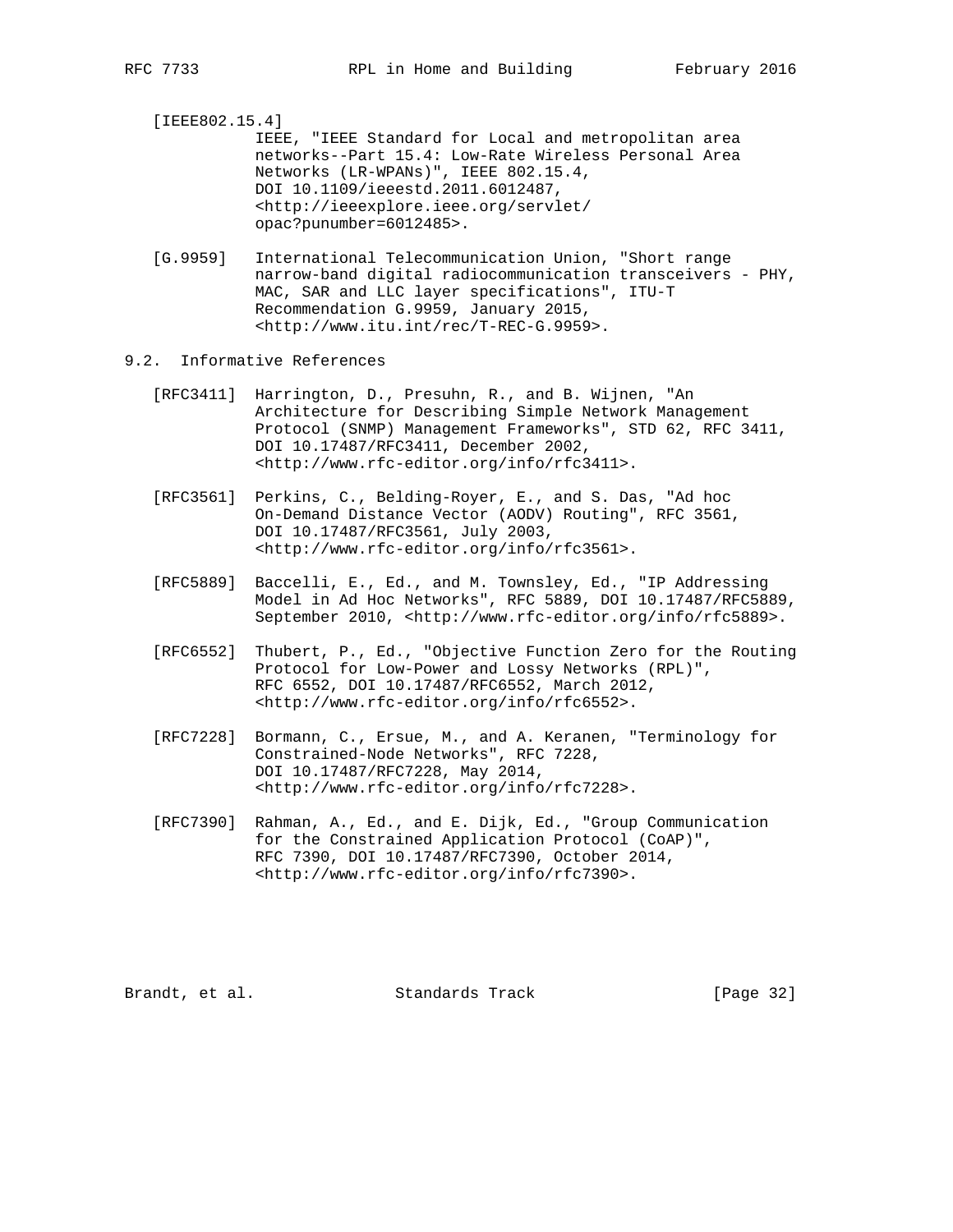[IEEE802.15.4]
IEEE, "IEEE Standard for Local and metropolitan area networks--Part 15.4: Low-Rate Wireless Personal Area Networks (LR-WPANs)", IEEE 802.15.4, DOI 10.1109/ieeestd.2011.6012487, <http://ieeexplore.ieee.org/servlet/opac?punumber=6012485>.

[G.9959] International Telecommunication Union, "Short range narrow-band digital radiocommunication transceivers - PHY, MAC, SAR and LLC layer specifications", ITU-T Recommendation G.9959, January 2015, <http://www.itu.int/rec/T-REC-G.9959>.

## 9.2. Informative References

[RFC3411] Harrington, D., Presuhn, R., and B. Wijnen, "An Architecture for Describing Simple Network Management Protocol (SNMP) Management Frameworks", STD 62, RFC 3411, DOI 10.17487/RFC3411, December 2002, <http://www.rfc-editor.org/info/rfc3411>.

[RFC3561] Perkins, C., Belding-Royer, E., and S. Das, "Ad hoc On-Demand Distance Vector (AODV) Routing", RFC 3561, DOI 10.17487/RFC3561, July 2003, <http://www.rfc-editor.org/info/rfc3561>.

[RFC5889] Baccelli, E., Ed., and M. Townsley, Ed., "IP Addressing Model in Ad Hoc Networks", RFC 5889, DOI 10.17487/RFC5889, September 2010, <http://www.rfc-editor.org/info/rfc5889>.

[RFC6552] Thubert, P., Ed., "Objective Function Zero for the Routing Protocol for Low-Power and Lossy Networks (RPL)", RFC 6552, DOI 10.17487/RFC6552, March 2012, <http://www.rfc-editor.org/info/rfc6552>.

[RFC7228] Bormann, C., Ersue, M., and A. Keranen, "Terminology for Constrained-Node Networks", RFC 7228, DOI 10.17487/RFC7228, May 2014, <http://www.rfc-editor.org/info/rfc7228>.

[RFC7390] Rahman, A., Ed., and E. Dijk, Ed., "Group Communication for the Constrained Application Protocol (CoAP)", RFC 7390, DOI 10.17487/RFC7390, October 2014, <http://www.rfc-editor.org/info/rfc7390>.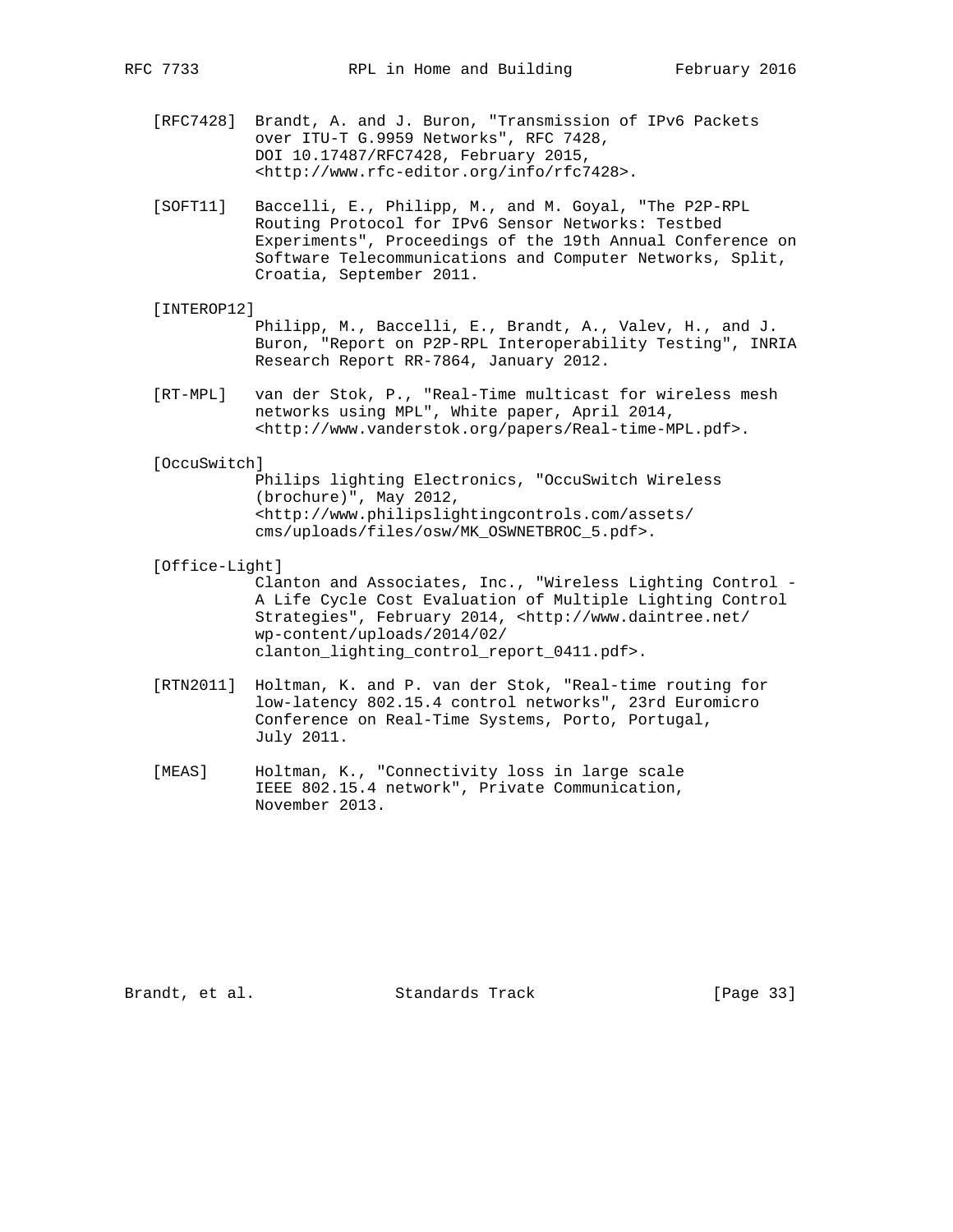[RFC7428] Brandt, A. and J. Buron, "Transmission of IPv6 Packets over ITU-T G.9959 Networks", RFC 7428, DOI 10.17487/RFC7428, February 2015, <http://www.rfc-editor.org/info/rfc7428>.

[SOFT11] Baccelli, E., Philipp, M., and M. Goyal, "The P2P-RPL Routing Protocol for IPv6 Sensor Networks: Testbed Experiments", Proceedings of the 19th Annual Conference on Software Telecommunications and Computer Networks, Split, Croatia, September 2011.

[INTEROP12] Philipp, M., Baccelli, E., Brandt, A., Valev, H., and J. Buron, "Report on P2P-RPL Interoperability Testing", INRIA Research Report RR-7864, January 2012.

[RT-MPL] van der Stok, P., "Real-Time multicast for wireless mesh networks using MPL", White paper, April 2014, <http://www.vanderstok.org/papers/Real-time-MPL.pdf>.

[OccuSwitch] Philips lighting Electronics, "OccuSwitch Wireless (brochure)", May 2012, <http://www.philipslightingcontrols.com/assets/cms/uploads/files/osw/MK_OSWNETBROC_5.pdf>.

[Office-Light] Clanton and Associates, Inc., "Wireless Lighting Control - A Life Cycle Cost Evaluation of Multiple Lighting Control Strategies", February 2014, <http://www.daintree.net/wp-content/uploads/2014/02/clanton_lighting_control_report_0411.pdf>.

[RTN2011] Holtman, K. and P. van der Stok, "Real-time routing for low-latency 802.15.4 control networks", 23rd Euromicro Conference on Real-Time Systems, Porto, Portugal, July 2011.

[MEAS] Holtman, K., "Connectivity loss in large scale IEEE 802.15.4 network", Private Communication, November 2013.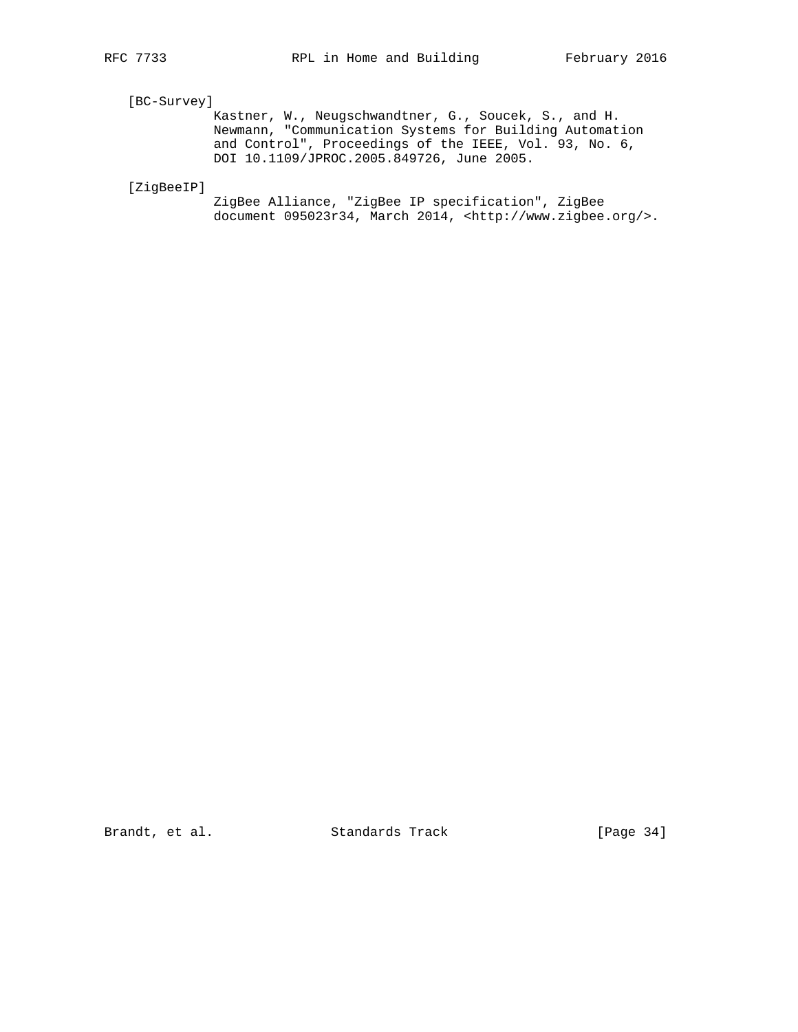[BC-Survey]
Kastner, W., Neugschwandtner, G., Soucek, S., and H. Newmann, "Communication Systems for Building Automation and Control", Proceedings of the IEEE, Vol. 93, No. 6, DOI 10.1109/JPROC.2005.849726, June 2005.

[ZigBeeIP]
ZigBee Alliance, "ZigBee IP specification", ZigBee document 095023r34, March 2014, <http://www.zigbee.org/>.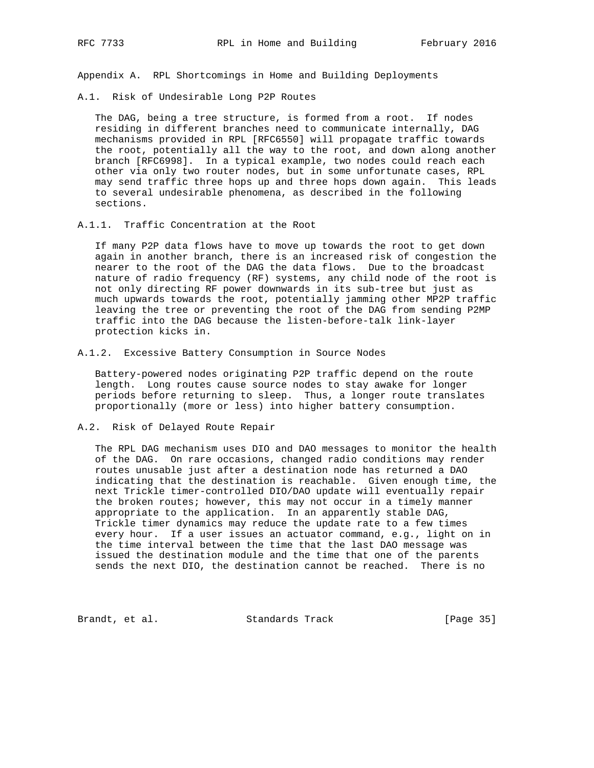# Appendix A. RPL Shortcomings in Home and Building Deployments

## A.1. Risk of Undesirable Long P2P Routes

The DAG, being a tree structure, is formed from a root. If nodes residing in different branches need to communicate internally, DAG mechanisms provided in RPL [RFC6550] will propagate traffic towards the root, potentially all the way to the root, and down along another branch [RFC6998]. In a typical example, two nodes could reach each other via only two router nodes, but in some unfortunate cases, RPL may send traffic three hops up and three hops down again. This leads to several undesirable phenomena, as described in the following sections.

### A.1.1. Traffic Concentration at the Root

If many P2P data flows have to move up towards the root to get down again in another branch, there is an increased risk of congestion the nearer to the root of the DAG the data flows. Due to the broadcast nature of radio frequency (RF) systems, any child node of the root is not only directing RF power downwards in its sub-tree but just as much upwards towards the root, potentially jamming other MP2P traffic leaving the tree or preventing the root of the DAG from sending P2MP traffic into the DAG because the listen-before-talk link-layer protection kicks in.

### A.1.2. Excessive Battery Consumption in Source Nodes

Battery-powered nodes originating P2P traffic depend on the route length. Long routes cause source nodes to stay awake for longer periods before returning to sleep. Thus, a longer route translates proportionally (more or less) into higher battery consumption.

## A.2. Risk of Delayed Route Repair

The RPL DAG mechanism uses DIO and DAO messages to monitor the health of the DAG. On rare occasions, changed radio conditions may render routes unusable just after a destination node has returned a DAO indicating that the destination is reachable. Given enough time, the next Trickle timer-controlled DIO/DAO update will eventually repair the broken routes; however, this may not occur in a timely manner appropriate to the application. In an apparently stable DAG, Trickle timer dynamics may reduce the update rate to a few times every hour. If a user issues an actuator command, e.g., light on in the time interval between the time that the last DAO message was issued the destination module and the time that one of the parents sends the next DIO, the destination cannot be reached. There is no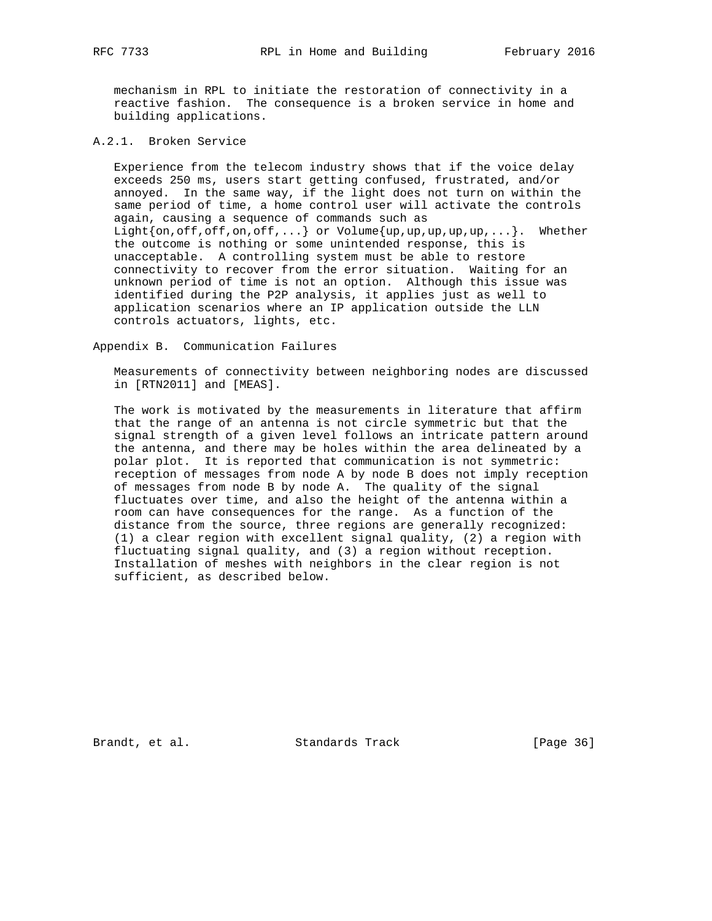mechanism in RPL to initiate the restoration of connectivity in a reactive fashion. The consequence is a broken service in home and building applications.

### A.2.1. Broken Service

Experience from the telecom industry shows that if the voice delay exceeds 250 ms, users start getting confused, frustrated, and/or annoyed. In the same way, if the light does not turn on within the same period of time, a home control user will activate the controls again, causing a sequence of commands such as Light{on,off,off,on,off,...} or Volume{up,up,up,up,up,...}. Whether the outcome is nothing or some unintended response, this is unacceptable. A controlling system must be able to restore connectivity to recover from the error situation. Waiting for an unknown period of time is not an option. Although this issue was identified during the P2P analysis, it applies just as well to application scenarios where an IP application outside the LLN controls actuators, lights, etc.

## Appendix B. Communication Failures

Measurements of connectivity between neighboring nodes are discussed in [RTN2011] and [MEAS].

The work is motivated by the measurements in literature that affirm that the range of an antenna is not circle symmetric but that the signal strength of a given level follows an intricate pattern around the antenna, and there may be holes within the area delineated by a polar plot. It is reported that communication is not symmetric: reception of messages from node A by node B does not imply reception of messages from node B by node A. The quality of the signal fluctuates over time, and also the height of the antenna within a room can have consequences for the range. As a function of the distance from the source, three regions are generally recognized: (1) a clear region with excellent signal quality, (2) a region with fluctuating signal quality, and (3) a region without reception. Installation of meshes with neighbors in the clear region is not sufficient, as described below.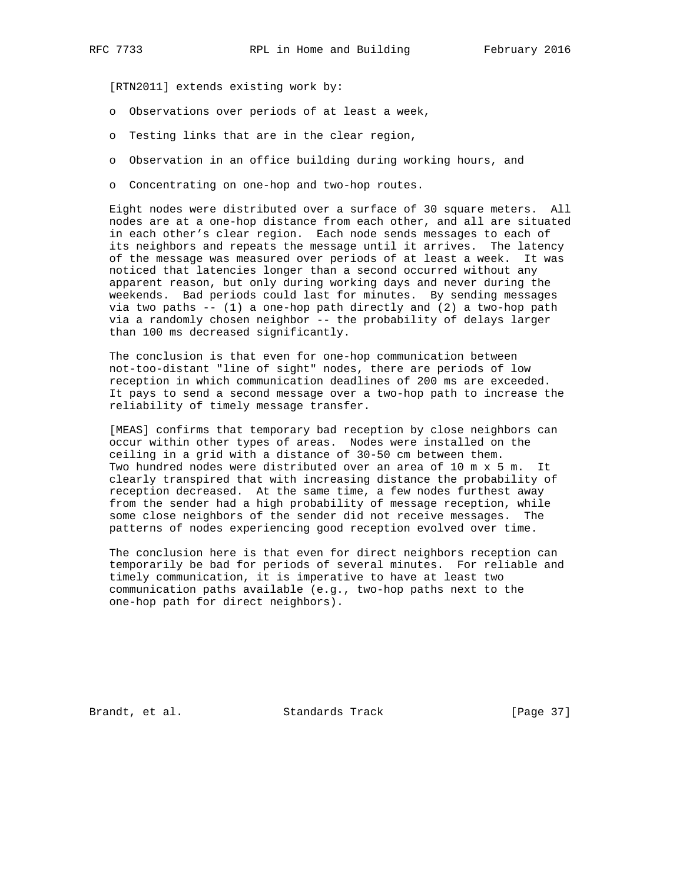[RTN2011] extends existing work by:

- Observations over periods of at least a week,
- Testing links that are in the clear region,
- Observation in an office building during working hours, and
- Concentrating on one-hop and two-hop routes.

Eight nodes were distributed over a surface of 30 square meters. All nodes are at a one-hop distance from each other, and all are situated in each other's clear region. Each node sends messages to each of its neighbors and repeats the message until it arrives. The latency of the message was measured over periods of at least a week. It was noticed that latencies longer than a second occurred without any apparent reason, but only during working days and never during the weekends. Bad periods could last for minutes. By sending messages via two paths -- (1) a one-hop path directly and (2) a two-hop path via a randomly chosen neighbor -- the probability of delays larger than 100 ms decreased significantly.

The conclusion is that even for one-hop communication between not-too-distant "line of sight" nodes, there are periods of low reception in which communication deadlines of 200 ms are exceeded. It pays to send a second message over a two-hop path to increase the reliability of timely message transfer.

[MEAS] confirms that temporary bad reception by close neighbors can occur within other types of areas. Nodes were installed on the ceiling in a grid with a distance of 30-50 cm between them. Two hundred nodes were distributed over an area of 10 m x 5 m. It clearly transpired that with increasing distance the probability of reception decreased. At the same time, a few nodes furthest away from the sender had a high probability of message reception, while some close neighbors of the sender did not receive messages. The patterns of nodes experiencing good reception evolved over time.

The conclusion here is that even for direct neighbors reception can temporarily be bad for periods of several minutes. For reliable and timely communication, it is imperative to have at least two communication paths available (e.g., two-hop paths next to the one-hop path for direct neighbors).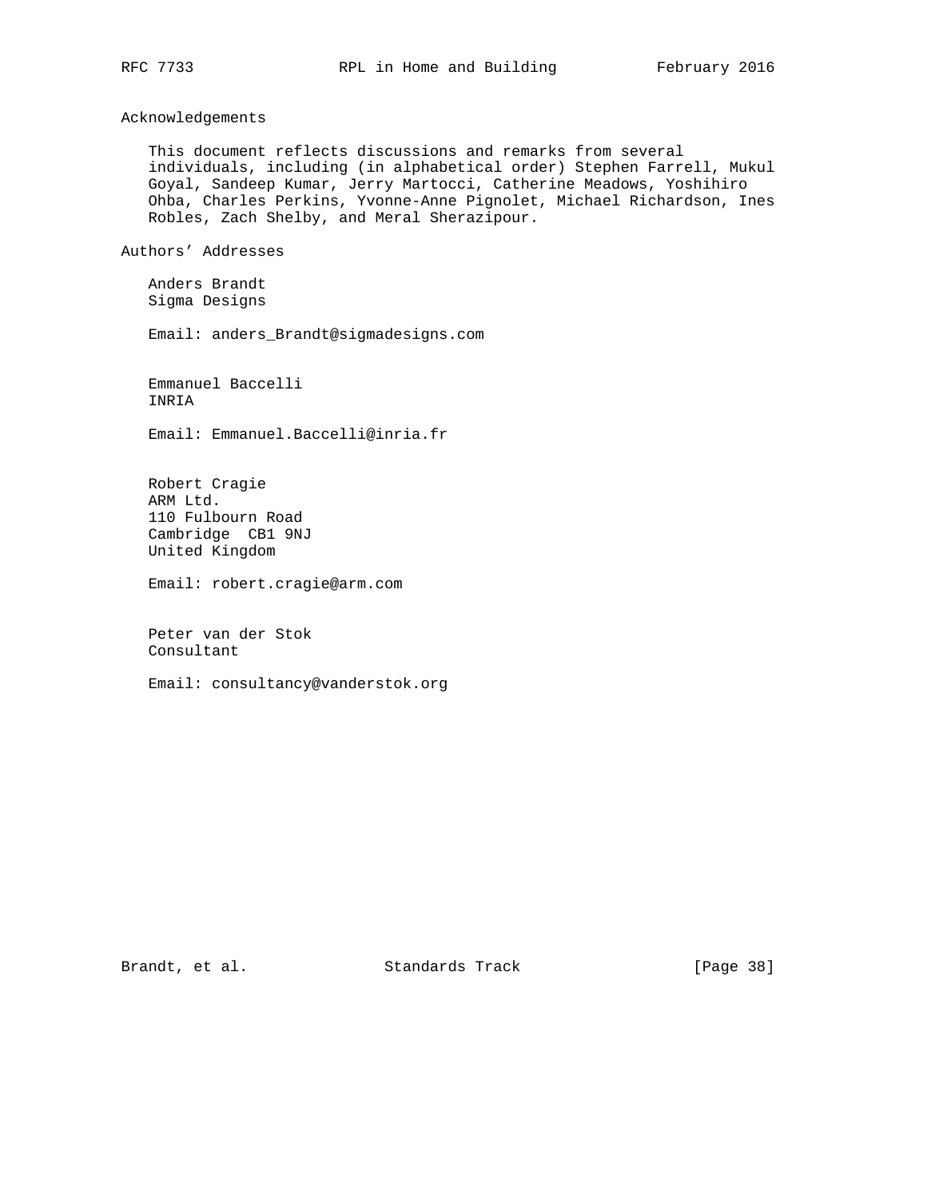## Acknowledgements

This document reflects discussions and remarks from several individuals, including (in alphabetical order) Stephen Farrell, Mukul Goyal, Sandeep Kumar, Jerry Martocci, Catherine Meadows, Yoshihiro Ohba, Charles Perkins, Yvonne-Anne Pignolet, Michael Richardson, Ines Robles, Zach Shelby, and Meral Sherazipour.

## Authors' Addresses

Anders Brandt
Sigma Designs

Email: anders_Brandt@sigmadesigns.com

Emmanuel Baccelli
INRIA

Email: Emmanuel.Baccelli@inria.fr

Robert Cragie
ARM Ltd.
110 Fulbourn Road
Cambridge  CB1 9NJ
United Kingdom

Email: robert.cragie@arm.com

Peter van der Stok
Consultant

Email: consultancy@vanderstok.org